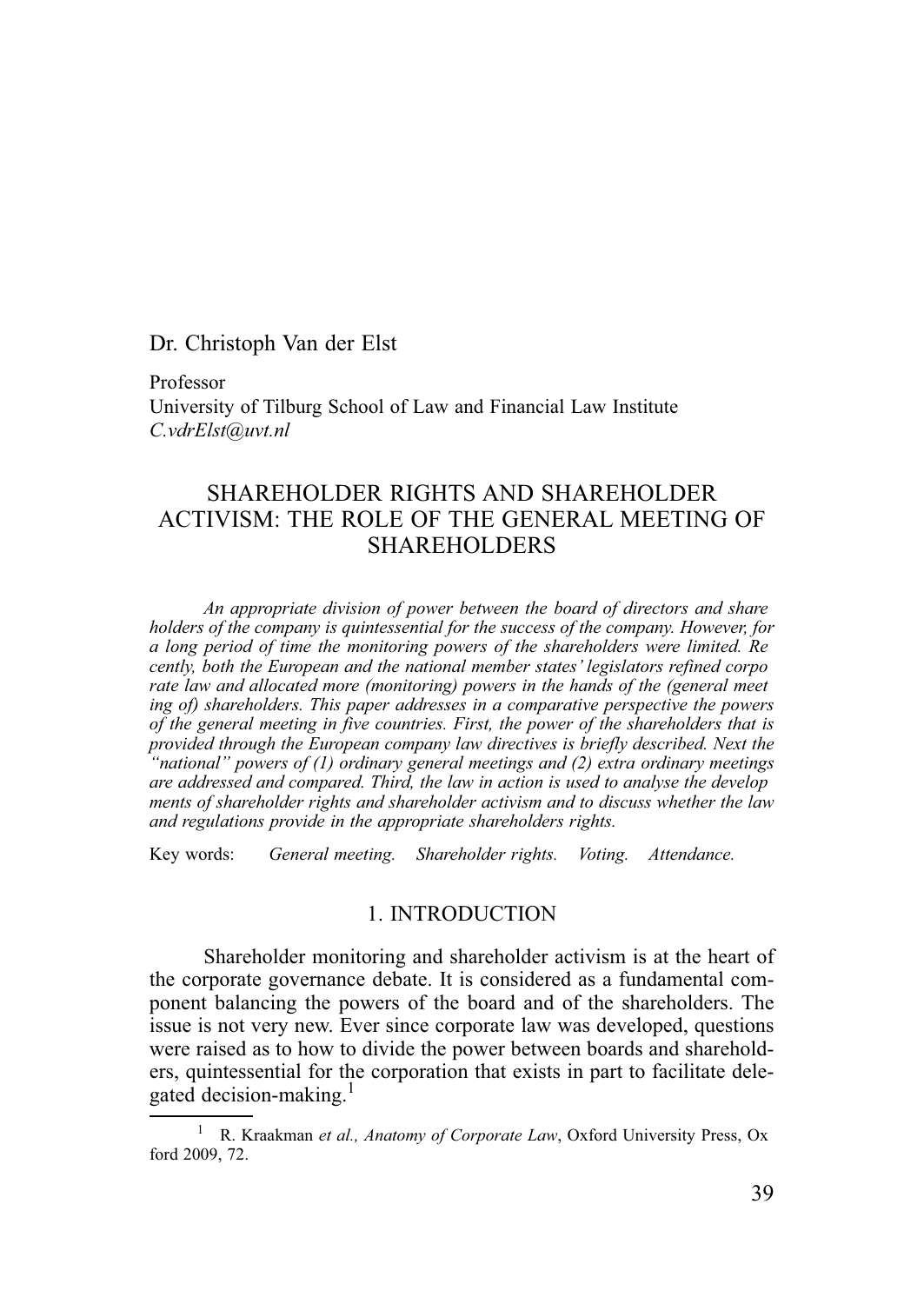Dr. Christoph Van der Elst

Professor
University of Tilburg School of Law and Financial Law Institute
*C.vdrElst@uvt.nl*

# SHAREHOLDER RIGHTS AND SHAREHOLDER ACTIVISM: THE ROLE OF THE GENERAL MEETING OF SHAREHOLDERS

*An appropriate division of power between the board of directors and shareholders of the company is quintessential for the success of the company. However, for a long period of time the monitoring powers of the shareholders were limited. Recently, both the European and the national member states' legislators refined corporate law and allocated more (monitoring) powers in the hands of the (general meeting of) shareholders. This paper addresses in a comparative perspective the powers of the general meeting in five countries. First, the power of the shareholders that is provided through the European company law directives is briefly described. Next the "national" powers of (1) ordinary general meetings and (2) extra ordinary meetings are addressed and compared. Third, the law in action is used to analyse the developments of shareholder rights and shareholder activism and to discuss whether the law and regulations provide in the appropriate shareholders rights.*

Key words: *General meeting. Shareholder rights. Voting. Attendance.*

## 1. INTRODUCTION

Shareholder monitoring and shareholder activism is at the heart of the corporate governance debate. It is considered as a fundamental component balancing the powers of the board and of the shareholders. The issue is not very new. Ever since corporate law was developed, questions were raised as to how to divide the power between boards and shareholders, quintessential for the corporation that exists in part to facilitate delegated decision-making.[1]

[1] R. Kraakman *et al., Anatomy of Corporate Law*, Oxford University Press, Oxford 2009, 72.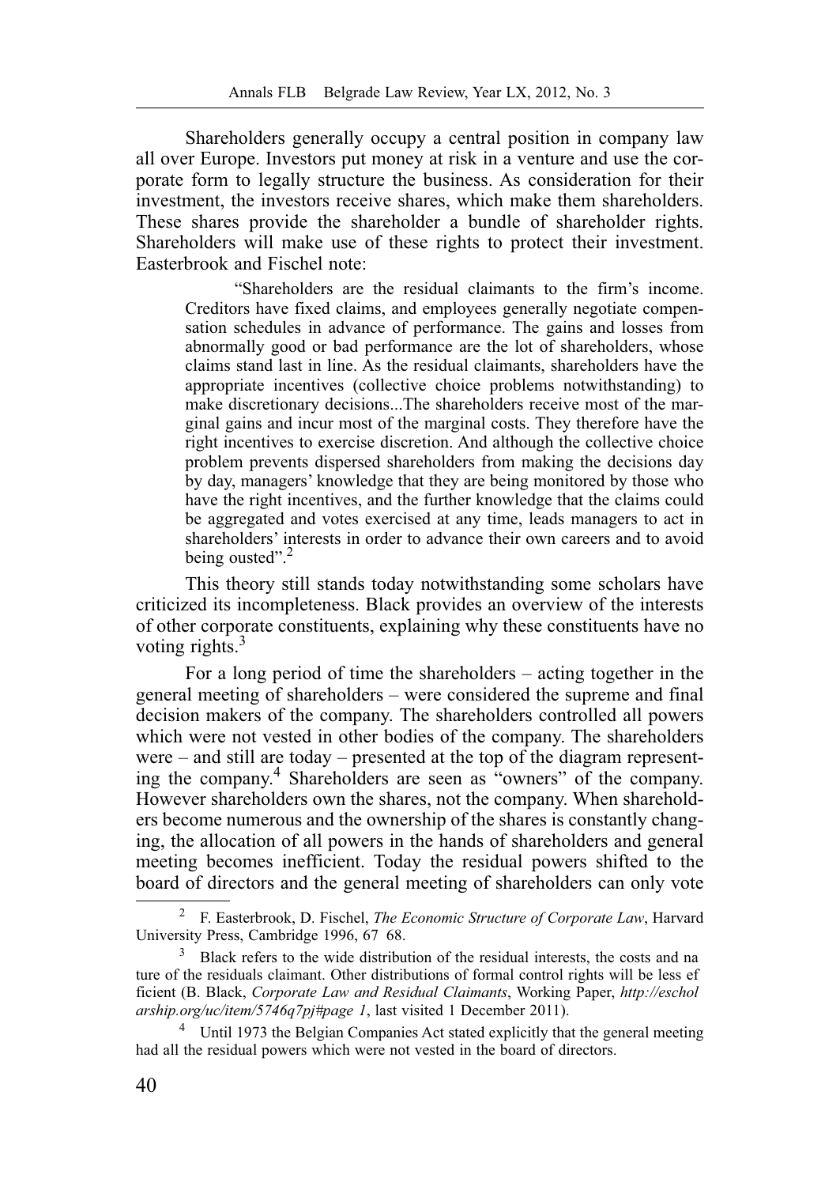Shareholders generally occupy a central position in company law all over Europe. Investors put money at risk in a venture and use the corporate form to legally structure the business. As consideration for their investment, the investors receive shares, which make them shareholders. These shares provide the shareholder a bundle of shareholder rights. Shareholders will make use of these rights to protect their investment. Easterbrook and Fischel note:

> "Shareholders are the residual claimants to the firm's income. Creditors have fixed claims, and employees generally negotiate compensation schedules in advance of performance. The gains and losses from abnormally good or bad performance are the lot of shareholders, whose claims stand last in line. As the residual claimants, shareholders have the appropriate incentives (collective choice problems notwithstanding) to make discretionary decisions...The shareholders receive most of the marginal gains and incur most of the marginal costs. They therefore have the right incentives to exercise discretion. And although the collective choice problem prevents dispersed shareholders from making the decisions day by day, managers' knowledge that they are being monitored by those who have the right incentives, and the further knowledge that the claims could be aggregated and votes exercised at any time, leads managers to act in shareholders' interests in order to advance their own careers and to avoid being ousted".[2]

This theory still stands today notwithstanding some scholars have criticized its incompleteness. Black provides an overview of the interests of other corporate constituents, explaining why these constituents have no voting rights.[3]

For a long period of time the shareholders – acting together in the general meeting of shareholders – were considered the supreme and final decision makers of the company. The shareholders controlled all powers which were not vested in other bodies of the company. The shareholders were – and still are today – presented at the top of the diagram representing the company.[4] Shareholders are seen as "owners" of the company. However shareholders own the shares, not the company. When shareholders become numerous and the ownership of the shares is constantly changing, the allocation of all powers in the hands of shareholders and general meeting becomes inefficient. Today the residual powers shifted to the board of directors and the general meeting of shareholders can only vote

---

[2] F. Easterbrook, D. Fischel, *The Economic Structure of Corporate Law*, Harvard University Press, Cambridge 1996, 67 68.

[3] Black refers to the wide distribution of the residual interests, the costs and nature of the residuals claimant. Other distributions of formal control rights will be less efficient (B. Black, *Corporate Law and Residual Claimants*, Working Paper, *http://escholarship.org/uc/item/5746q7pj#page 1*, last visited 1 December 2011).

[4] Until 1973 the Belgian Companies Act stated explicitly that the general meeting had all the residual powers which were not vested in the board of directors.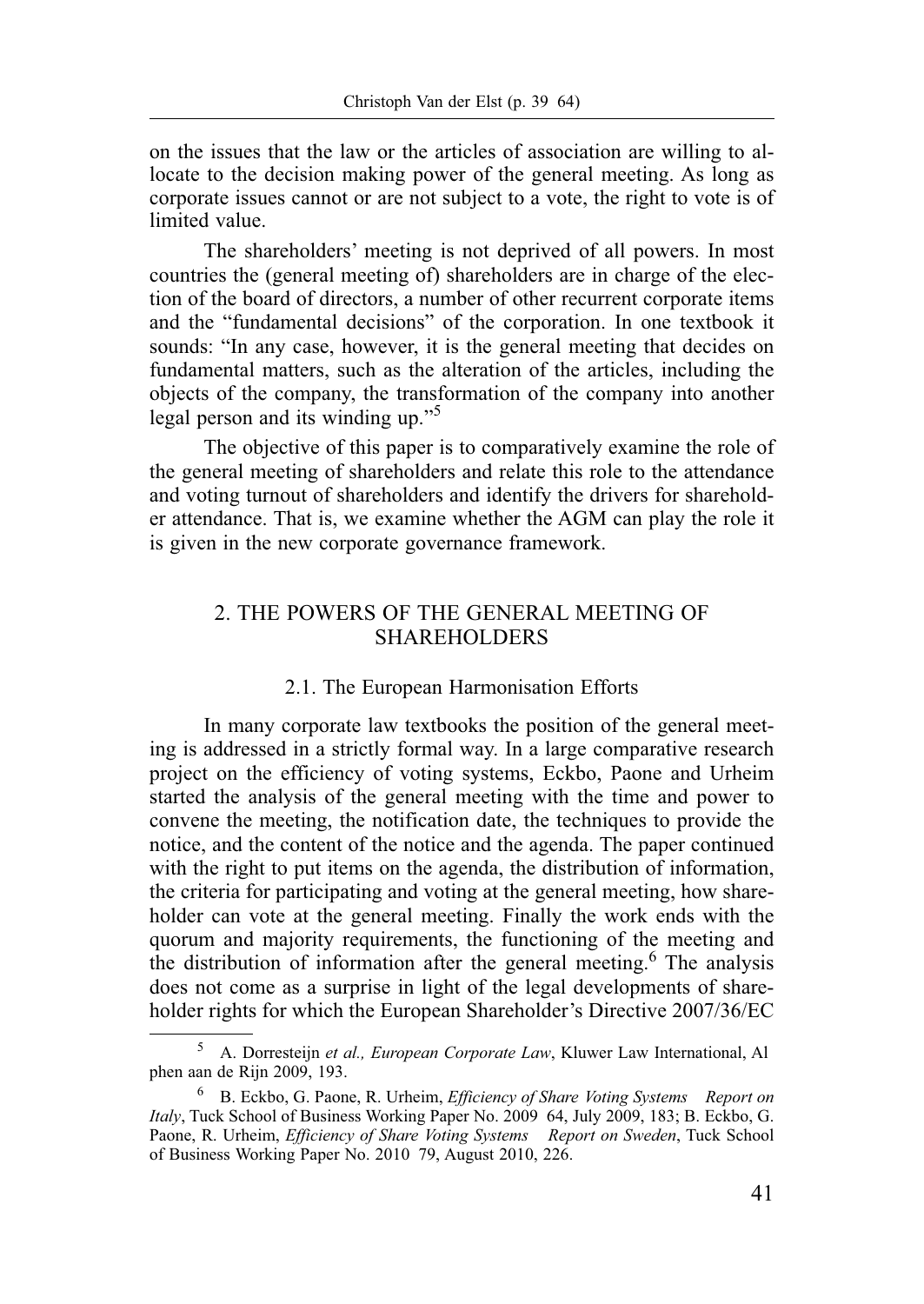on the issues that the law or the articles of association are willing to allocate to the decision making power of the general meeting. As long as corporate issues cannot or are not subject to a vote, the right to vote is of limited value.

The shareholders' meeting is not deprived of all powers. In most countries the (general meeting of) shareholders are in charge of the election of the board of directors, a number of other recurrent corporate items and the "fundamental decisions" of the corporation. In one textbook it sounds: "In any case, however, it is the general meeting that decides on fundamental matters, such as the alteration of the articles, including the objects of the company, the transformation of the company into another legal person and its winding up."[5]

The objective of this paper is to comparatively examine the role of the general meeting of shareholders and relate this role to the attendance and voting turnout of shareholders and identify the drivers for shareholder attendance. That is, we examine whether the AGM can play the role it is given in the new corporate governance framework.

## 2. THE POWERS OF THE GENERAL MEETING OF SHAREHOLDERS

### 2.1. The European Harmonisation Efforts

In many corporate law textbooks the position of the general meeting is addressed in a strictly formal way. In a large comparative research project on the efficiency of voting systems, Eckbo, Paone and Urheim started the analysis of the general meeting with the time and power to convene the meeting, the notification date, the techniques to provide the notice, and the content of the notice and the agenda. The paper continued with the right to put items on the agenda, the distribution of information, the criteria for participating and voting at the general meeting, how shareholder can vote at the general meeting. Finally the work ends with the quorum and majority requirements, the functioning of the meeting and the distribution of information after the general meeting.[6] The analysis does not come as a surprise in light of the legal developments of shareholder rights for which the European Shareholder's Directive 2007/36/EC

---

[5] A. Dorresteijn *et al., European Corporate Law*, Kluwer Law International, Alphen aan de Rijn 2009, 193.

[6] B. Eckbo, G. Paone, R. Urheim, *Efficiency of Share Voting Systems Report on Italy*, Tuck School of Business Working Paper No. 2009 64, July 2009, 183; B. Eckbo, G. Paone, R. Urheim, *Efficiency of Share Voting Systems Report on Sweden*, Tuck School of Business Working Paper No. 2010 79, August 2010, 226.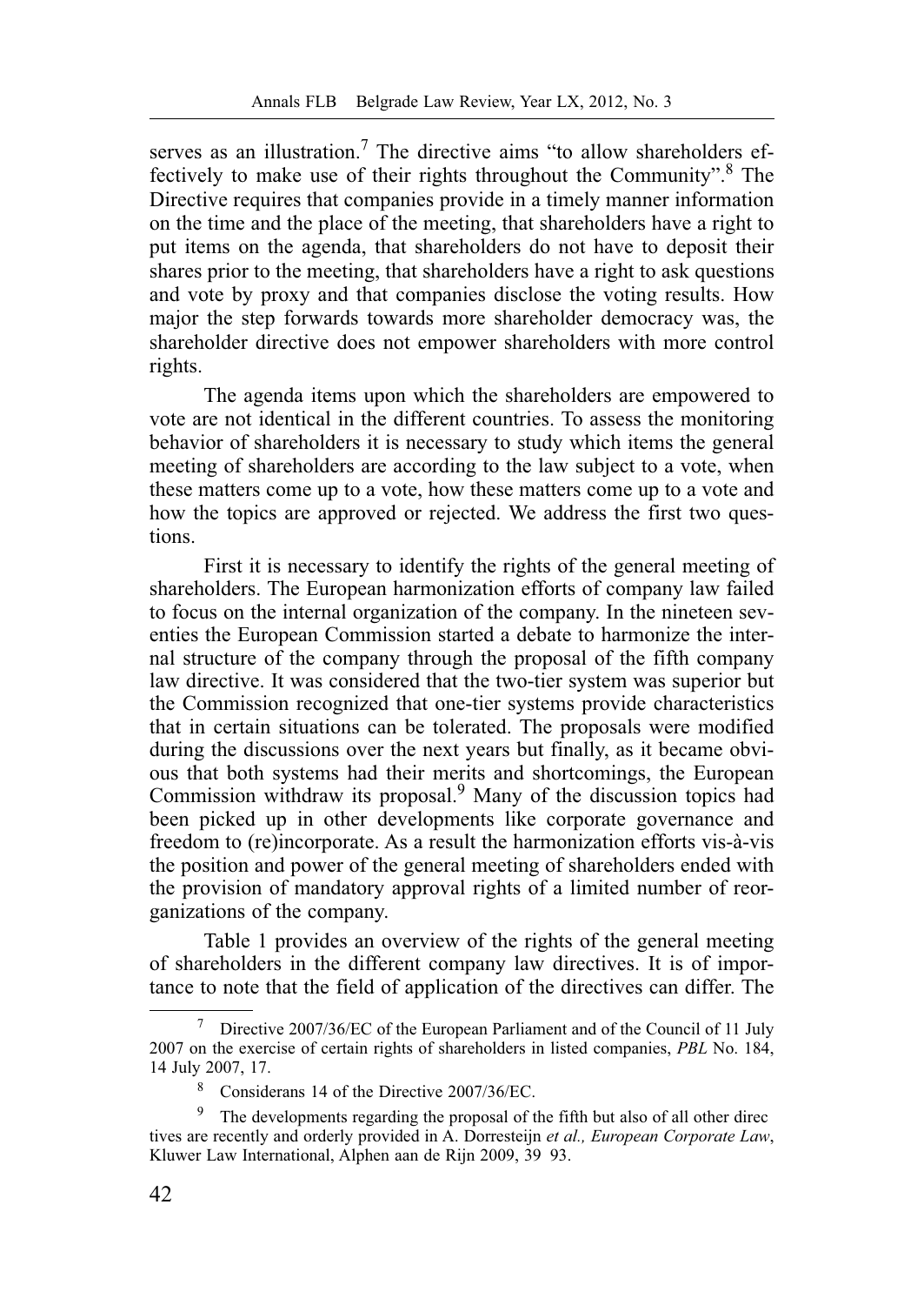serves as an illustration.[7] The directive aims "to allow shareholders effectively to make use of their rights throughout the Community".[8] The Directive requires that companies provide in a timely manner information on the time and the place of the meeting, that shareholders have a right to put items on the agenda, that shareholders do not have to deposit their shares prior to the meeting, that shareholders have a right to ask questions and vote by proxy and that companies disclose the voting results. How major the step forwards towards more shareholder democracy was, the shareholder directive does not empower shareholders with more control rights.

The agenda items upon which the shareholders are empowered to vote are not identical in the different countries. To assess the monitoring behavior of shareholders it is necessary to study which items the general meeting of shareholders are according to the law subject to a vote, when these matters come up to a vote, how these matters come up to a vote and how the topics are approved or rejected. We address the first two questions.

First it is necessary to identify the rights of the general meeting of shareholders. The European harmonization efforts of company law failed to focus on the internal organization of the company. In the nineteen seventies the European Commission started a debate to harmonize the internal structure of the company through the proposal of the fifth company law directive. It was considered that the two-tier system was superior but the Commission recognized that one-tier systems provide characteristics that in certain situations can be tolerated. The proposals were modified during the discussions over the next years but finally, as it became obvious that both systems had their merits and shortcomings, the European Commission withdraw its proposal.[9] Many of the discussion topics had been picked up in other developments like corporate governance and freedom to (re)incorporate. As a result the harmonization efforts vis-à-vis the position and power of the general meeting of shareholders ended with the provision of mandatory approval rights of a limited number of reorganizations of the company.

Table 1 provides an overview of the rights of the general meeting of shareholders in the different company law directives. It is of importance to note that the field of application of the directives can differ. The

---

[7] Directive 2007/36/EC of the European Parliament and of the Council of 11 July 2007 on the exercise of certain rights of shareholders in listed companies, *PBL* No. 184, 14 July 2007, 17.

[8] Considerans 14 of the Directive 2007/36/EC.

[9] The developments regarding the proposal of the fifth but also of all other directives are recently and orderly provided in A. Dorresteijn *et al., European Corporate Law*, Kluwer Law International, Alphen aan de Rijn 2009, 39 93.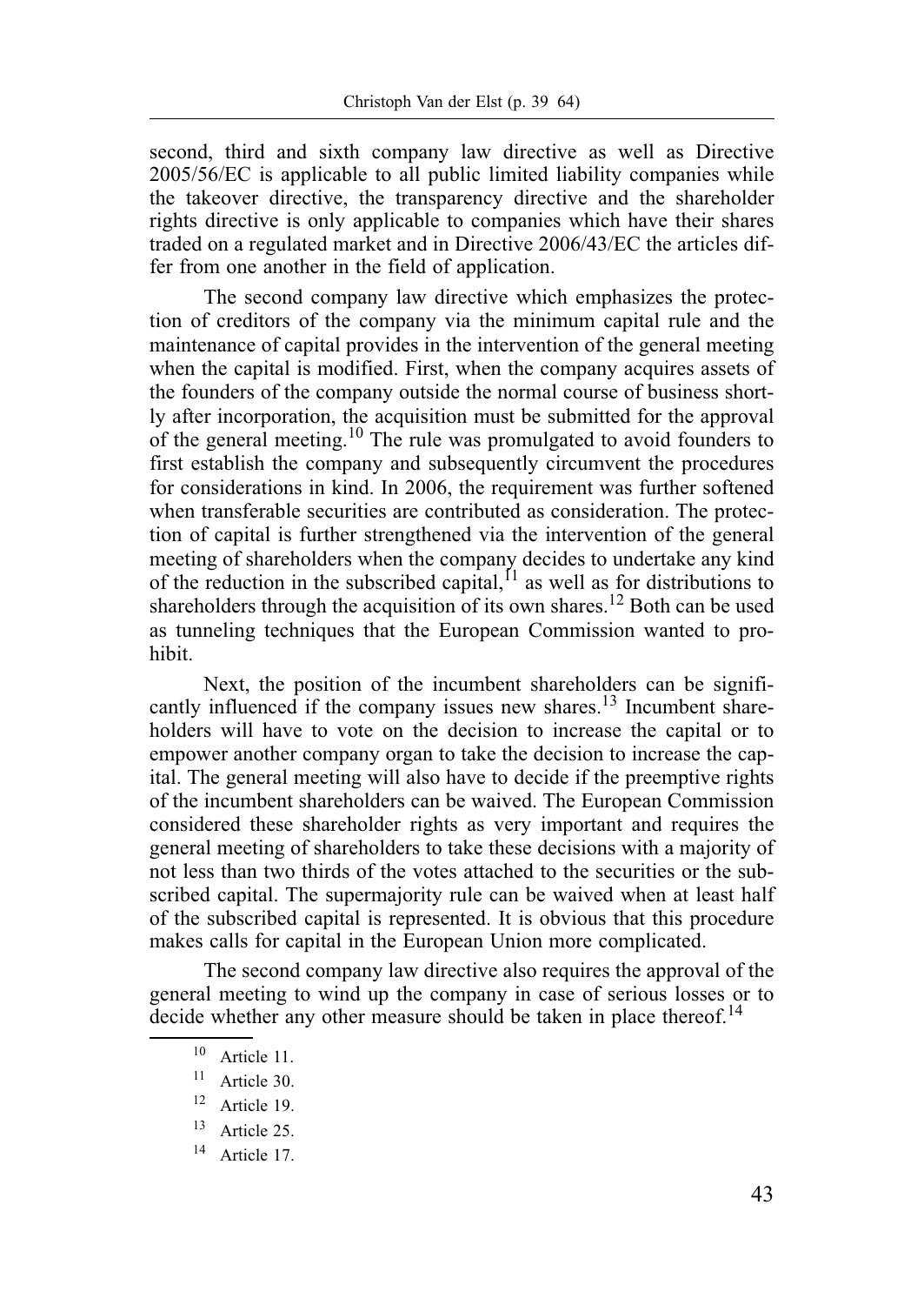second, third and sixth company law directive as well as Directive 2005/56/EC is applicable to all public limited liability companies while the takeover directive, the transparency directive and the shareholder rights directive is only applicable to companies which have their shares traded on a regulated market and in Directive 2006/43/EC the articles differ from one another in the field of application.

The second company law directive which emphasizes the protection of creditors of the company via the minimum capital rule and the maintenance of capital provides in the intervention of the general meeting when the capital is modified. First, when the company acquires assets of the founders of the company outside the normal course of business shortly after incorporation, the acquisition must be submitted for the approval of the general meeting.[10] The rule was promulgated to avoid founders to first establish the company and subsequently circumvent the procedures for considerations in kind. In 2006, the requirement was further softened when transferable securities are contributed as consideration. The protection of capital is further strengthened via the intervention of the general meeting of shareholders when the company decides to undertake any kind of the reduction in the subscribed capital,[11] as well as for distributions to shareholders through the acquisition of its own shares.[12] Both can be used as tunneling techniques that the European Commission wanted to prohibit.

Next, the position of the incumbent shareholders can be significantly influenced if the company issues new shares.[13] Incumbent shareholders will have to vote on the decision to increase the capital or to empower another company organ to take the decision to increase the capital. The general meeting will also have to decide if the preemptive rights of the incumbent shareholders can be waived. The European Commission considered these shareholder rights as very important and requires the general meeting of shareholders to take these decisions with a majority of not less than two thirds of the votes attached to the securities or the subscribed capital. The supermajority rule can be waived when at least half of the subscribed capital is represented. It is obvious that this procedure makes calls for capital in the European Union more complicated.

The second company law directive also requires the approval of the general meeting to wind up the company in case of serious losses or to decide whether any other measure should be taken in place thereof.[14]

[10] Article 11.

[11] Article 30.

[12] Article 19.

[13] Article 25.

[14] Article 17.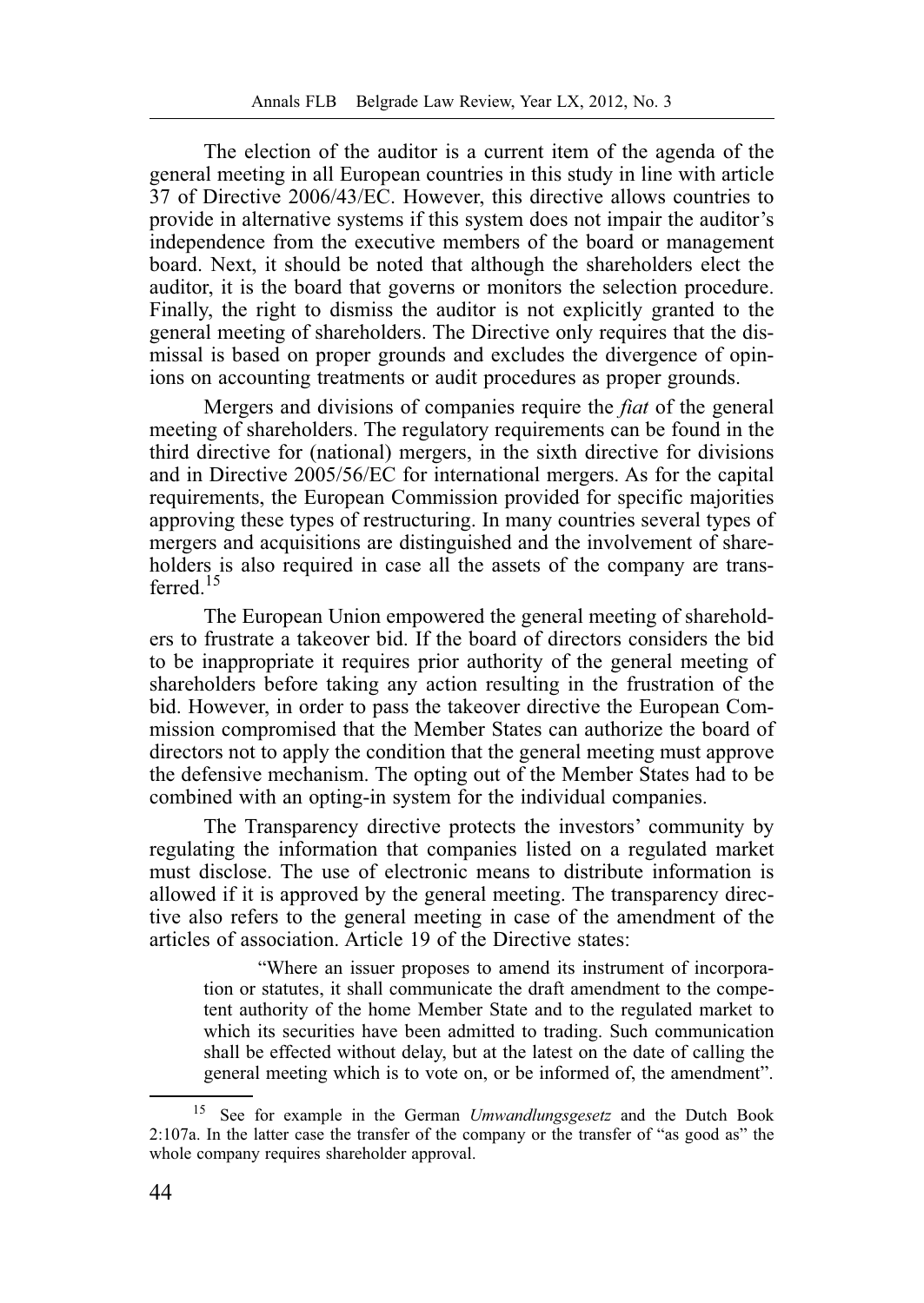The election of the auditor is a current item of the agenda of the general meeting in all European countries in this study in line with article 37 of Directive 2006/43/EC. However, this directive allows countries to provide in alternative systems if this system does not impair the auditor's independence from the executive members of the board or management board. Next, it should be noted that although the shareholders elect the auditor, it is the board that governs or monitors the selection procedure. Finally, the right to dismiss the auditor is not explicitly granted to the general meeting of shareholders. The Directive only requires that the dismissal is based on proper grounds and excludes the divergence of opinions on accounting treatments or audit procedures as proper grounds.

Mergers and divisions of companies require the *fiat* of the general meeting of shareholders. The regulatory requirements can be found in the third directive for (national) mergers, in the sixth directive for divisions and in Directive 2005/56/EC for international mergers. As for the capital requirements, the European Commission provided for specific majorities approving these types of restructuring. In many countries several types of mergers and acquisitions are distinguished and the involvement of shareholders is also required in case all the assets of the company are transferred.[15]

The European Union empowered the general meeting of shareholders to frustrate a takeover bid. If the board of directors considers the bid to be inappropriate it requires prior authority of the general meeting of shareholders before taking any action resulting in the frustration of the bid. However, in order to pass the takeover directive the European Commission compromised that the Member States can authorize the board of directors not to apply the condition that the general meeting must approve the defensive mechanism. The opting out of the Member States had to be combined with an opting-in system for the individual companies.

The Transparency directive protects the investors' community by regulating the information that companies listed on a regulated market must disclose. The use of electronic means to distribute information is allowed if it is approved by the general meeting. The transparency directive also refers to the general meeting in case of the amendment of the articles of association. Article 19 of the Directive states:

> "Where an issuer proposes to amend its instrument of incorporation or statutes, it shall communicate the draft amendment to the competent authority of the home Member State and to the regulated market to which its securities have been admitted to trading. Such communication shall be effected without delay, but at the latest on the date of calling the general meeting which is to vote on, or be informed of, the amendment".

[15] See for example in the German *Umwandlungsgesetz* and the Dutch Book 2:107a. In the latter case the transfer of the company or the transfer of "as good as" the whole company requires shareholder approval.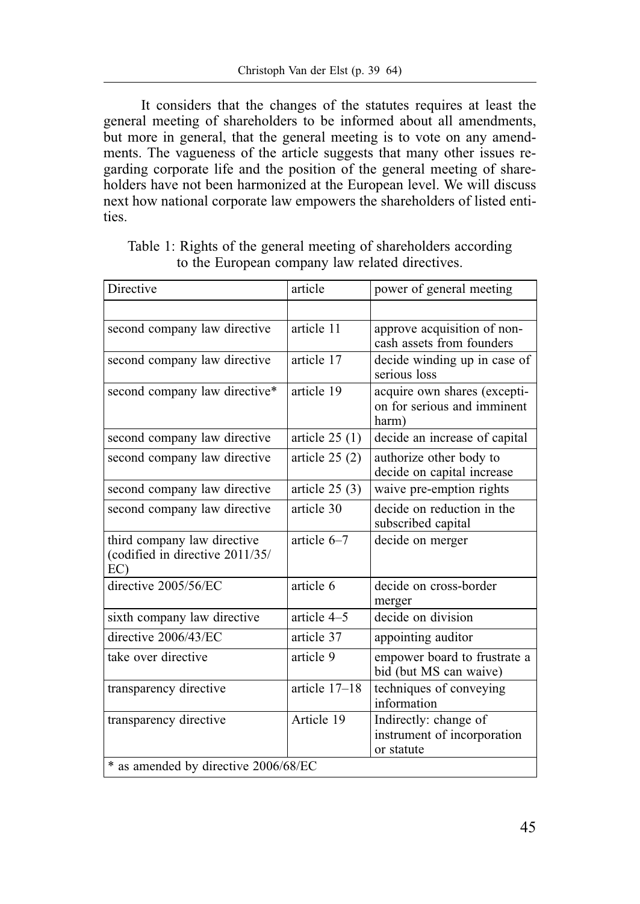It considers that the changes of the statutes requires at least the general meeting of shareholders to be informed about all amendments, but more in general, that the general meeting is to vote on any amendments. The vagueness of the article suggests that many other issues regarding corporate life and the position of the general meeting of shareholders have not been harmonized at the European level. We will discuss next how national corporate law empowers the shareholders of listed entities.

Table 1: Rights of the general meeting of shareholders according to the European company law related directives.

| Directive | article | power of general meeting |
|---|---|---|
| | | |
| second company law directive | article 11 | approve acquisition of non-cash assets from founders |
| second company law directive | article 17 | decide winding up in case of serious loss |
| second company law directive* | article 19 | acquire own shares (exception for serious and imminent harm) |
| second company law directive | article 25 (1) | decide an increase of capital |
| second company law directive | article 25 (2) | authorize other body to decide on capital increase |
| second company law directive | article 25 (3) | waive pre-emption rights |
| second company law directive | article 30 | decide on reduction in the subscribed capital |
| third company law directive (codified in directive 2011/35/EC) | article 6–7 | decide on merger |
| directive 2005/56/EC | article 6 | decide on cross-border merger |
| sixth company law directive | article 4–5 | decide on division |
| directive 2006/43/EC | article 37 | appointing auditor |
| take over directive | article 9 | empower board to frustrate a bid (but MS can waive) |
| transparency directive | article 17–18 | techniques of conveying information |
| transparency directive | Article 19 | Indirectly: change of instrument of incorporation or statute |
| * as amended by directive 2006/68/EC | | |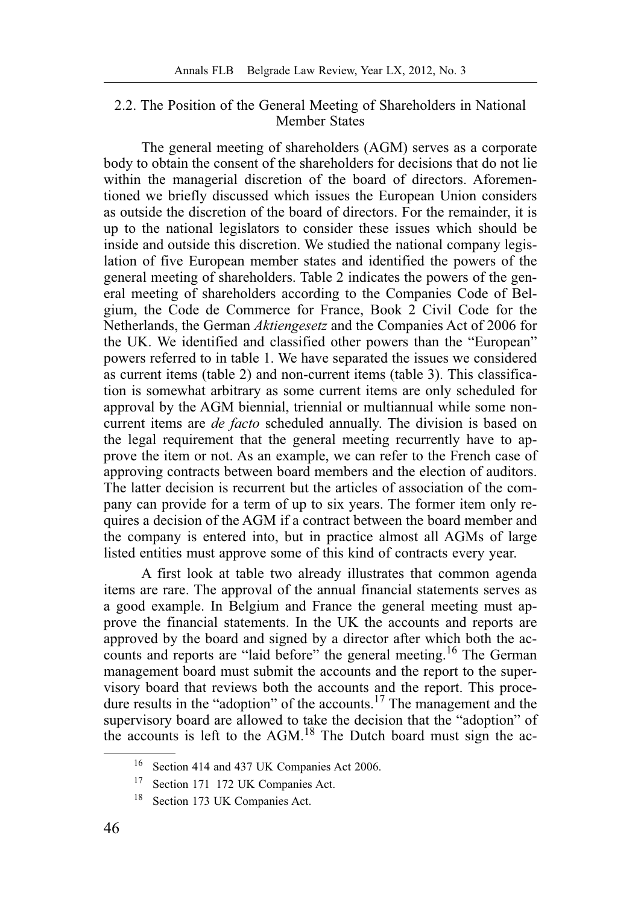## 2.2. The Position of the General Meeting of Shareholders in National Member States

The general meeting of shareholders (AGM) serves as a corporate body to obtain the consent of the shareholders for decisions that do not lie within the managerial discretion of the board of directors. Aforementioned we briefly discussed which issues the European Union considers as outside the discretion of the board of directors. For the remainder, it is up to the national legislators to consider these issues which should be inside and outside this discretion. We studied the national company legislation of five European member states and identified the powers of the general meeting of shareholders. Table 2 indicates the powers of the general meeting of shareholders according to the Companies Code of Belgium, the Code de Commerce for France, Book 2 Civil Code for the Netherlands, the German *Aktiengesetz* and the Companies Act of 2006 for the UK. We identified and classified other powers than the "European" powers referred to in table 1. We have separated the issues we considered as current items (table 2) and non-current items (table 3). This classification is somewhat arbitrary as some current items are only scheduled for approval by the AGM biennial, triennial or multiannual while some non-current items are *de facto* scheduled annually. The division is based on the legal requirement that the general meeting recurrently have to approve the item or not. As an example, we can refer to the French case of approving contracts between board members and the election of auditors. The latter decision is recurrent but the articles of association of the company can provide for a term of up to six years. The former item only requires a decision of the AGM if a contract between the board member and the company is entered into, but in practice almost all AGMs of large listed entities must approve some of this kind of contracts every year.

A first look at table two already illustrates that common agenda items are rare. The approval of the annual financial statements serves as a good example. In Belgium and France the general meeting must approve the financial statements. In the UK the accounts and reports are approved by the board and signed by a director after which both the accounts and reports are "laid before" the general meeting.[16] The German management board must submit the accounts and the report to the supervisory board that reviews both the accounts and the report. This procedure results in the "adoption" of the accounts.[17] The management and the supervisory board are allowed to take the decision that the "adoption" of the accounts is left to the AGM.[18] The Dutch board must sign the ac-

[16] Section 414 and 437 UK Companies Act 2006.

[17] Section 171 172 UK Companies Act.

[18] Section 173 UK Companies Act.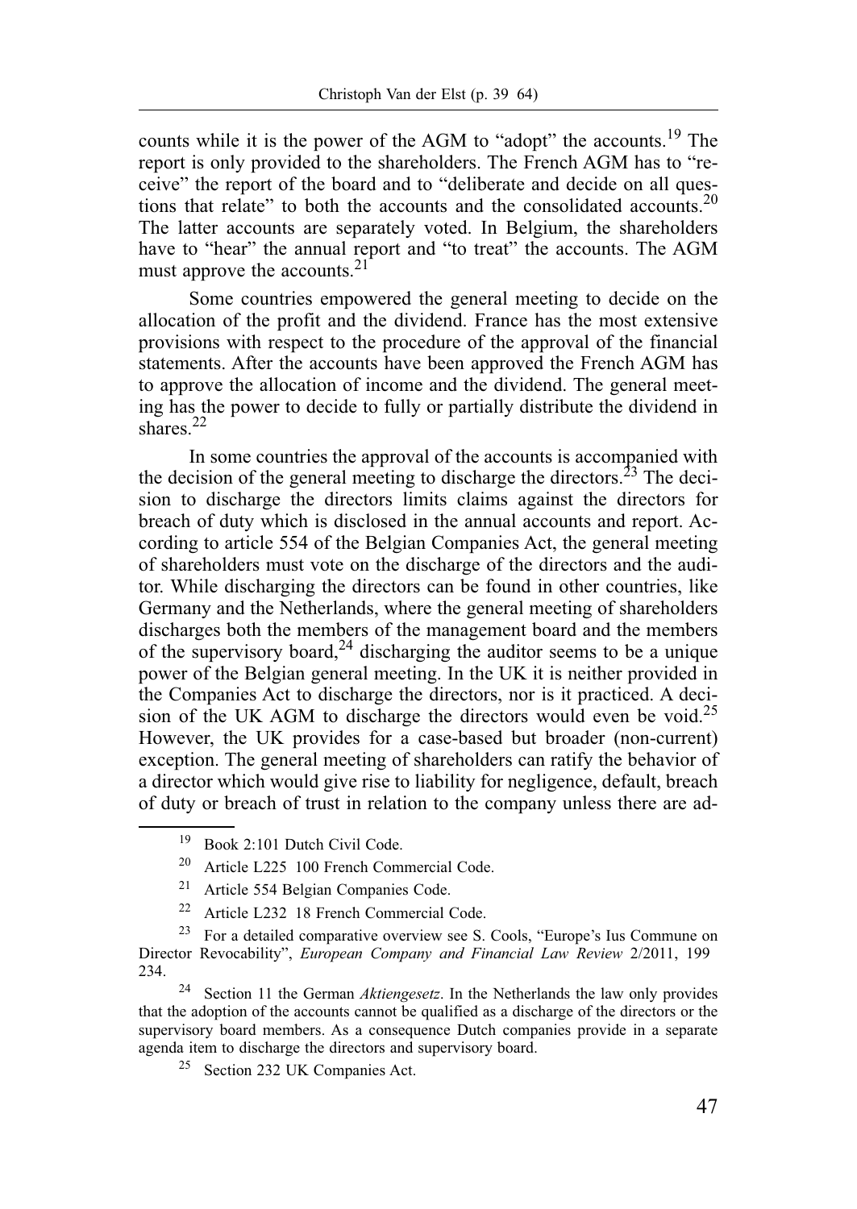counts while it is the power of the AGM to "adopt" the accounts.[19] The report is only provided to the shareholders. The French AGM has to "receive" the report of the board and to "deliberate and decide on all questions that relate" to both the accounts and the consolidated accounts.[20] The latter accounts are separately voted. In Belgium, the shareholders have to "hear" the annual report and "to treat" the accounts. The AGM must approve the accounts.[21]

Some countries empowered the general meeting to decide on the allocation of the profit and the dividend. France has the most extensive provisions with respect to the procedure of the approval of the financial statements. After the accounts have been approved the French AGM has to approve the allocation of income and the dividend. The general meeting has the power to decide to fully or partially distribute the dividend in shares.[22]

In some countries the approval of the accounts is accompanied with the decision of the general meeting to discharge the directors.[23] The decision to discharge the directors limits claims against the directors for breach of duty which is disclosed in the annual accounts and report. According to article 554 of the Belgian Companies Act, the general meeting of shareholders must vote on the discharge of the directors and the auditor. While discharging the directors can be found in other countries, like Germany and the Netherlands, where the general meeting of shareholders discharges both the members of the management board and the members of the supervisory board,[24] discharging the auditor seems to be a unique power of the Belgian general meeting. In the UK it is neither provided in the Companies Act to discharge the directors, nor is it practiced. A decision of the UK AGM to discharge the directors would even be void.[25] However, the UK provides for a case-based but broader (non-current) exception. The general meeting of shareholders can ratify the behavior of a director which would give rise to liability for negligence, default, breach of duty or breach of trust in relation to the company unless there are ad-

---

[19] Book 2:101 Dutch Civil Code.

[20] Article L225 100 French Commercial Code.

[21] Article 554 Belgian Companies Code.

[22] Article L232 18 French Commercial Code.

[23] For a detailed comparative overview see S. Cools, "Europe's Ius Commune on Director Revocability", *European Company and Financial Law Review* 2/2011, 199 234.

[24] Section 11 the German *Aktiengesetz*. In the Netherlands the law only provides that the adoption of the accounts cannot be qualified as a discharge of the directors or the supervisory board members. As a consequence Dutch companies provide in a separate agenda item to discharge the directors and supervisory board.

[25] Section 232 UK Companies Act.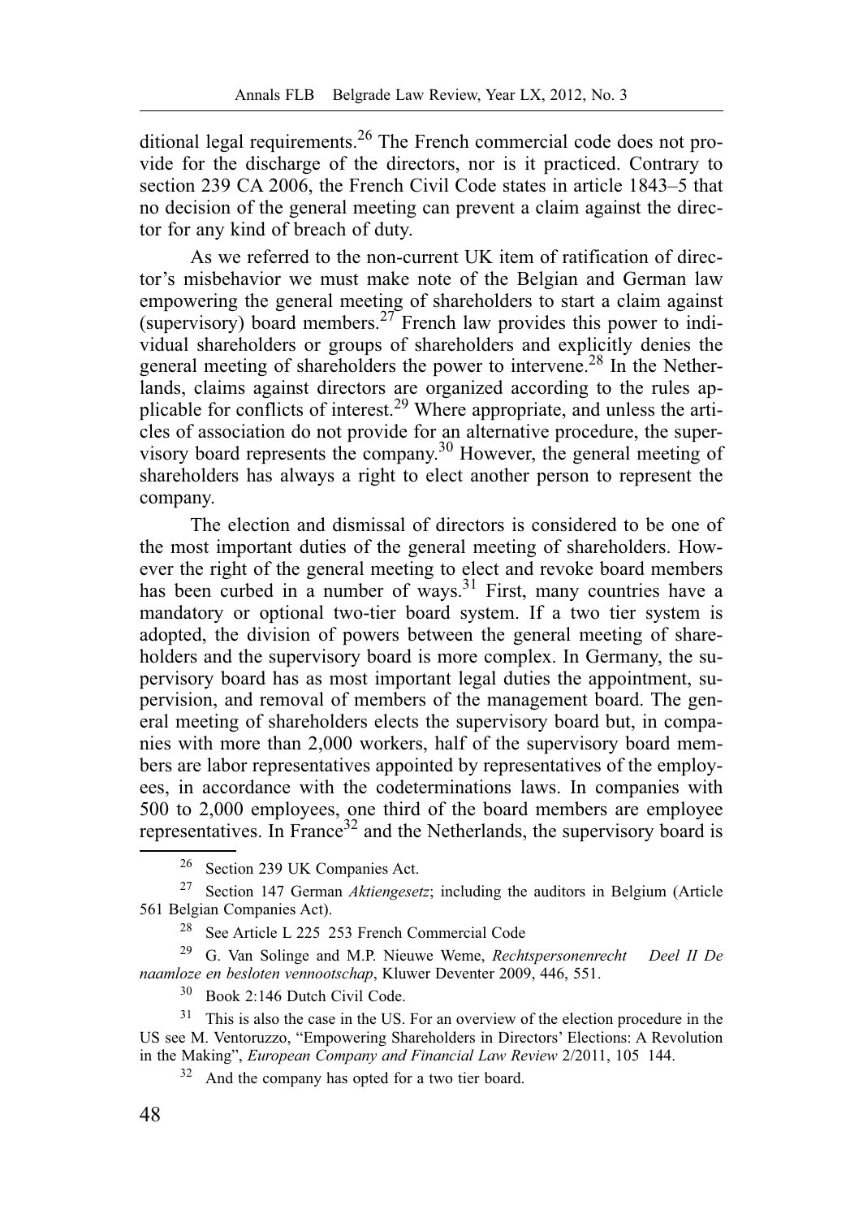ditional legal requirements.[26] The French commercial code does not provide for the discharge of the directors, nor is it practiced. Contrary to section 239 CA 2006, the French Civil Code states in article 1843–5 that no decision of the general meeting can prevent a claim against the director for any kind of breach of duty.

As we referred to the non-current UK item of ratification of director's misbehavior we must make note of the Belgian and German law empowering the general meeting of shareholders to start a claim against (supervisory) board members.[27] French law provides this power to individual shareholders or groups of shareholders and explicitly denies the general meeting of shareholders the power to intervene.[28] In the Netherlands, claims against directors are organized according to the rules applicable for conflicts of interest.[29] Where appropriate, and unless the articles of association do not provide for an alternative procedure, the supervisory board represents the company.[30] However, the general meeting of shareholders has always a right to elect another person to represent the company.

The election and dismissal of directors is considered to be one of the most important duties of the general meeting of shareholders. However the right of the general meeting to elect and revoke board members has been curbed in a number of ways.[31] First, many countries have a mandatory or optional two-tier board system. If a two tier system is adopted, the division of powers between the general meeting of shareholders and the supervisory board is more complex. In Germany, the supervisory board has as most important legal duties the appointment, supervision, and removal of members of the management board. The general meeting of shareholders elects the supervisory board but, in companies with more than 2,000 workers, half of the supervisory board members are labor representatives appointed by representatives of the employees, in accordance with the codeterminations laws. In companies with 500 to 2,000 employees, one third of the board members are employee representatives. In France[32] and the Netherlands, the supervisory board is

---

[26] Section 239 UK Companies Act.

[27] Section 147 German *Aktiengesetz*; including the auditors in Belgium (Article 561 Belgian Companies Act).

[28] See Article L 225 253 French Commercial Code

[29] G. Van Solinge and M.P. Nieuwe Weme, *Rechtspersonenrecht Deel II De naamloze en besloten vennootschap*, Kluwer Deventer 2009, 446, 551.

[30] Book 2:146 Dutch Civil Code.

[31] This is also the case in the US. For an overview of the election procedure in the US see M. Ventoruzzo, "Empowering Shareholders in Directors' Elections: A Revolution in the Making", *European Company and Financial Law Review* 2/2011, 105 144.

[32] And the company has opted for a two tier board.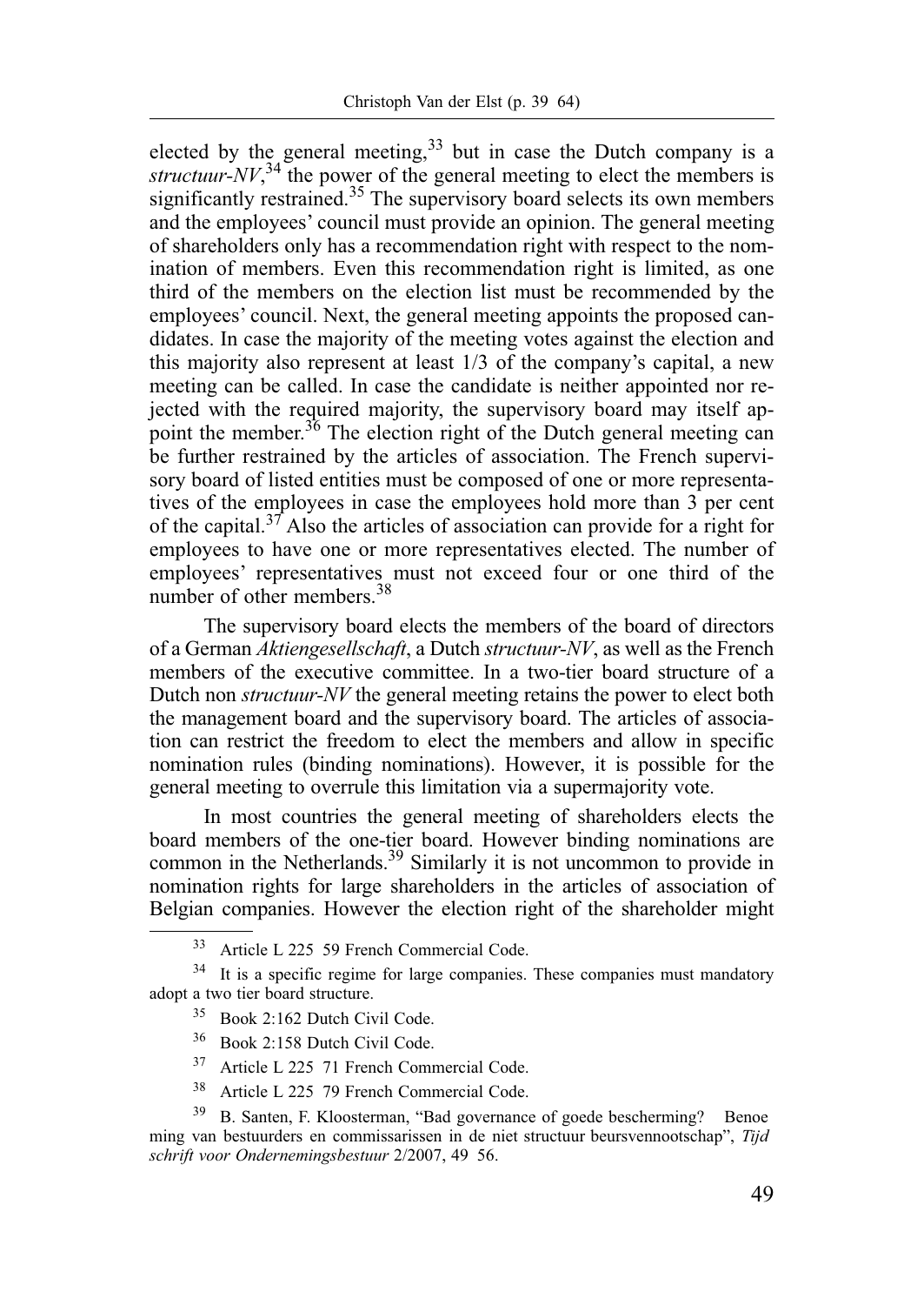elected by the general meeting,[33] but in case the Dutch company is a *structuur-NV*,[34] the power of the general meeting to elect the members is significantly restrained.[35] The supervisory board selects its own members and the employees' council must provide an opinion. The general meeting of shareholders only has a recommendation right with respect to the nomination of members. Even this recommendation right is limited, as one third of the members on the election list must be recommended by the employees' council. Next, the general meeting appoints the proposed candidates. In case the majority of the meeting votes against the election and this majority also represent at least 1/3 of the company's capital, a new meeting can be called. In case the candidate is neither appointed nor rejected with the required majority, the supervisory board may itself appoint the member.[36] The election right of the Dutch general meeting can be further restrained by the articles of association. The French supervisory board of listed entities must be composed of one or more representatives of the employees in case the employees hold more than 3 per cent of the capital.[37] Also the articles of association can provide for a right for employees to have one or more representatives elected. The number of employees' representatives must not exceed four or one third of the number of other members.[38]

The supervisory board elects the members of the board of directors of a German *Aktiengesellschaft*, a Dutch *structuur-NV*, as well as the French members of the executive committee. In a two-tier board structure of a Dutch non *structuur-NV* the general meeting retains the power to elect both the management board and the supervisory board. The articles of association can restrict the freedom to elect the members and allow in specific nomination rules (binding nominations). However, it is possible for the general meeting to overrule this limitation via a supermajority vote.

In most countries the general meeting of shareholders elects the board members of the one-tier board. However binding nominations are common in the Netherlands.[39] Similarly it is not uncommon to provide in nomination rights for large shareholders in the articles of association of Belgian companies. However the election right of the shareholder might

---

[33] Article L 225 59 French Commercial Code.

[34] It is a specific regime for large companies. These companies must mandatory adopt a two tier board structure.

[35] Book 2:162 Dutch Civil Code.

[36] Book 2:158 Dutch Civil Code.

[37] Article L 225 71 French Commercial Code.

[38] Article L 225 79 French Commercial Code.

[39] B. Santen, F. Kloosterman, "Bad governance of goede bescherming? Benoeming van bestuurders en commissarissen in de niet structuur beursvennootschap", *Tijdschrift voor Ondernemingsbestuur* 2/2007, 49 56.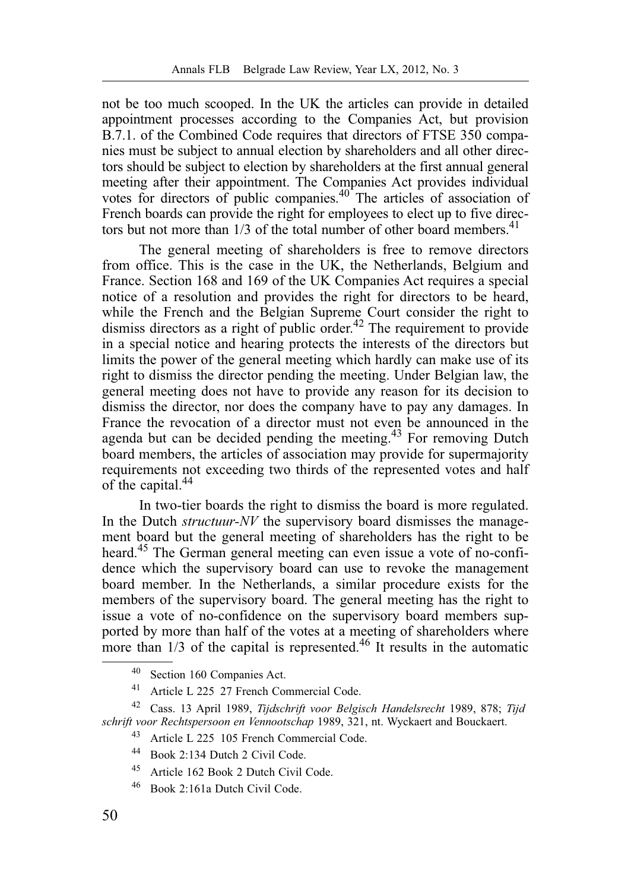not be too much scooped. In the UK the articles can provide in detailed appointment processes according to the Companies Act, but provision B.7.1. of the Combined Code requires that directors of FTSE 350 companies must be subject to annual election by shareholders and all other directors should be subject to election by shareholders at the first annual general meeting after their appointment. The Companies Act provides individual votes for directors of public companies.[40] The articles of association of French boards can provide the right for employees to elect up to five directors but not more than 1/3 of the total number of other board members.[41]

The general meeting of shareholders is free to remove directors from office. This is the case in the UK, the Netherlands, Belgium and France. Section 168 and 169 of the UK Companies Act requires a special notice of a resolution and provides the right for directors to be heard, while the French and the Belgian Supreme Court consider the right to dismiss directors as a right of public order.[42] The requirement to provide in a special notice and hearing protects the interests of the directors but limits the power of the general meeting which hardly can make use of its right to dismiss the director pending the meeting. Under Belgian law, the general meeting does not have to provide any reason for its decision to dismiss the director, nor does the company have to pay any damages. In France the revocation of a director must not even be announced in the agenda but can be decided pending the meeting.[43] For removing Dutch board members, the articles of association may provide for supermajority requirements not exceeding two thirds of the represented votes and half of the capital.[44]

In two-tier boards the right to dismiss the board is more regulated. In the Dutch *structuur-NV* the supervisory board dismisses the management board but the general meeting of shareholders has the right to be heard.[45] The German general meeting can even issue a vote of no-confidence which the supervisory board can use to revoke the management board member. In the Netherlands, a similar procedure exists for the members of the supervisory board. The general meeting has the right to issue a vote of no-confidence on the supervisory board members supported by more than half of the votes at a meeting of shareholders where more than 1/3 of the capital is represented.[46] It results in the automatic

---

[40] Section 160 Companies Act.

[41] Article L 225 27 French Commercial Code.

[42] Cass. 13 April 1989, *Tijdschrift voor Belgisch Handelsrecht* 1989, 878; *Tijdschrift voor Rechtspersoon en Vennootschap* 1989, 321, nt. Wyckaert and Bouckaert.

[43] Article L 225 105 French Commercial Code.

[44] Book 2:134 Dutch 2 Civil Code.

[45] Article 162 Book 2 Dutch Civil Code.

[46] Book 2:161a Dutch Civil Code.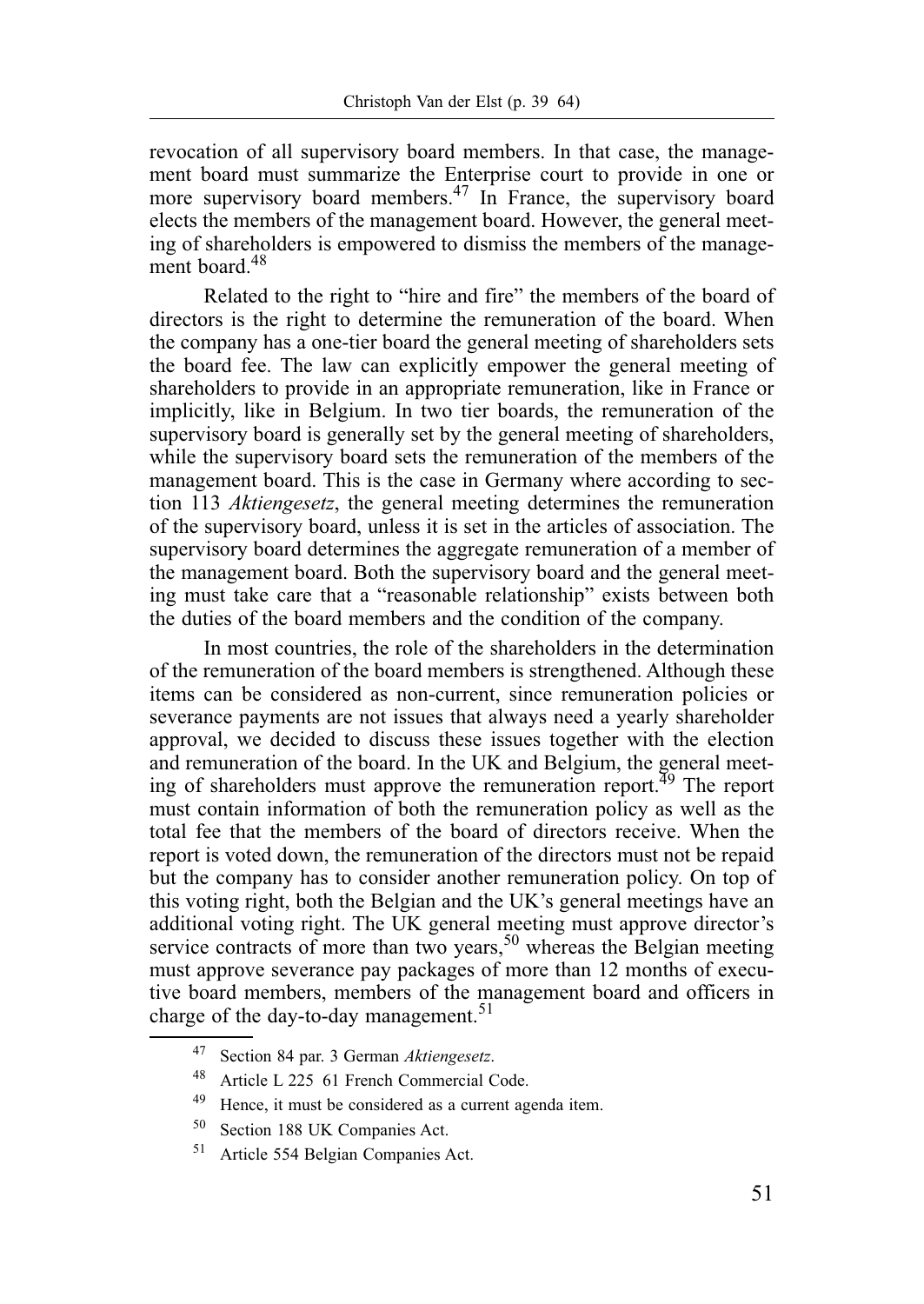revocation of all supervisory board members. In that case, the management board must summarize the Enterprise court to provide in one or more supervisory board members.[47] In France, the supervisory board elects the members of the management board. However, the general meeting of shareholders is empowered to dismiss the members of the management board.[48]

Related to the right to "hire and fire" the members of the board of directors is the right to determine the remuneration of the board. When the company has a one-tier board the general meeting of shareholders sets the board fee. The law can explicitly empower the general meeting of shareholders to provide in an appropriate remuneration, like in France or implicitly, like in Belgium. In two tier boards, the remuneration of the supervisory board is generally set by the general meeting of shareholders, while the supervisory board sets the remuneration of the members of the management board. This is the case in Germany where according to section 113 *Aktiengesetz*, the general meeting determines the remuneration of the supervisory board, unless it is set in the articles of association. The supervisory board determines the aggregate remuneration of a member of the management board. Both the supervisory board and the general meeting must take care that a "reasonable relationship" exists between both the duties of the board members and the condition of the company.

In most countries, the role of the shareholders in the determination of the remuneration of the board members is strengthened. Although these items can be considered as non-current, since remuneration policies or severance payments are not issues that always need a yearly shareholder approval, we decided to discuss these issues together with the election and remuneration of the board. In the UK and Belgium, the general meeting of shareholders must approve the remuneration report.[49] The report must contain information of both the remuneration policy as well as the total fee that the members of the board of directors receive. When the report is voted down, the remuneration of the directors must not be repaid but the company has to consider another remuneration policy. On top of this voting right, both the Belgian and the UK's general meetings have an additional voting right. The UK general meeting must approve director's service contracts of more than two years,[50] whereas the Belgian meeting must approve severance pay packages of more than 12 months of executive board members, members of the management board and officers in charge of the day-to-day management.[51]

[47] Section 84 par. 3 German *Aktiengesetz*.

[48] Article L 225 61 French Commercial Code.

[49] Hence, it must be considered as a current agenda item.

[50] Section 188 UK Companies Act.

[51] Article 554 Belgian Companies Act.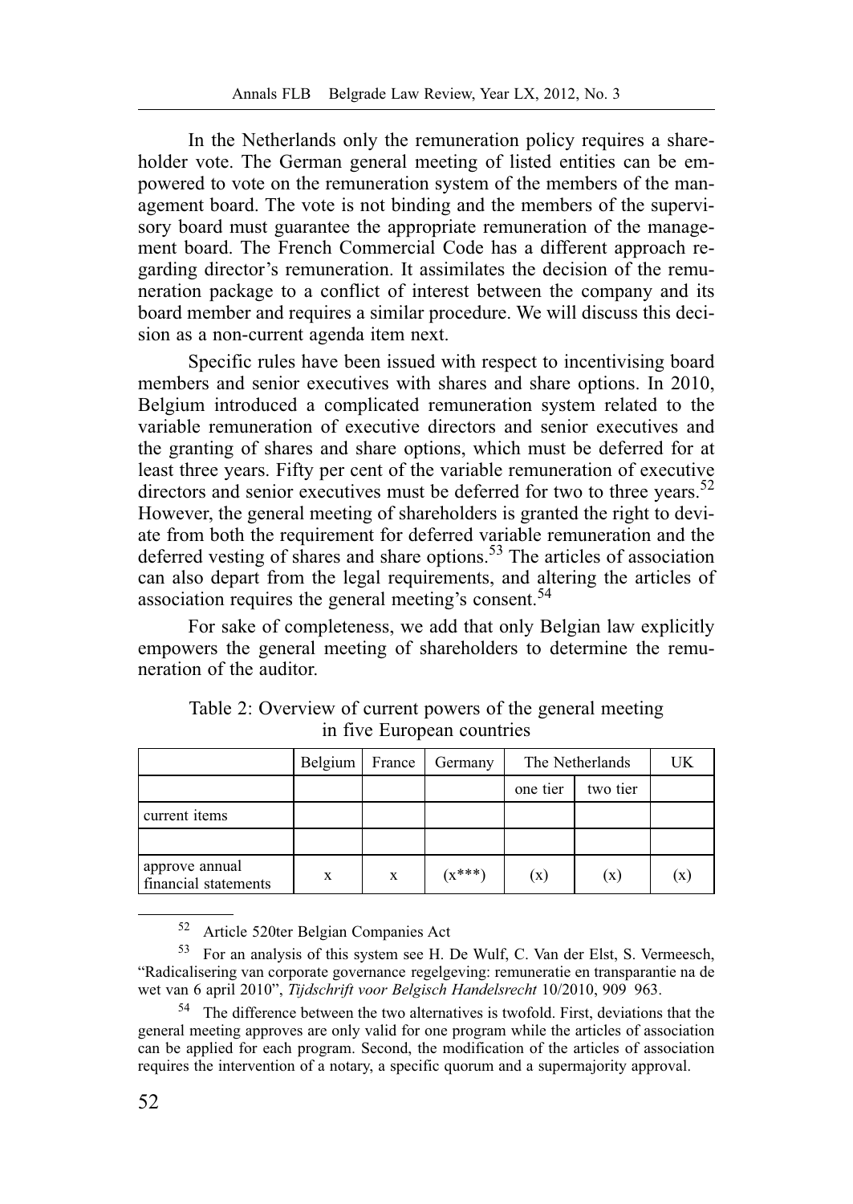In the Netherlands only the remuneration policy requires a shareholder vote. The German general meeting of listed entities can be empowered to vote on the remuneration system of the members of the management board. The vote is not binding and the members of the supervisory board must guarantee the appropriate remuneration of the management board. The French Commercial Code has a different approach regarding director's remuneration. It assimilates the decision of the remuneration package to a conflict of interest between the company and its board member and requires a similar procedure. We will discuss this decision as a non-current agenda item next.

Specific rules have been issued with respect to incentivising board members and senior executives with shares and share options. In 2010, Belgium introduced a complicated remuneration system related to the variable remuneration of executive directors and senior executives and the granting of shares and share options, which must be deferred for at least three years. Fifty per cent of the variable remuneration of executive directors and senior executives must be deferred for two to three years.[52] However, the general meeting of shareholders is granted the right to deviate from both the requirement for deferred variable remuneration and the deferred vesting of shares and share options.[53] The articles of association can also depart from the legal requirements, and altering the articles of association requires the general meeting's consent.[54]

For sake of completeness, we add that only Belgian law explicitly empowers the general meeting of shareholders to determine the remuneration of the auditor.

Table 2: Overview of current powers of the general meeting in five European countries

| | Belgium | France | Germany | The Netherlands | | UK |
|---|---|---|---|---|---|---|
| | | | | one tier | two tier | |
| current items | | | | | | |
| | | | | | | |
| approve annual financial statements | x | x | (x***) | (x) | (x) | (x) |

[52] Article 520ter Belgian Companies Act

[53] For an analysis of this system see H. De Wulf, C. Van der Elst, S. Vermeesch, "Radicalisering van corporate governance regelgeving: remuneratie en transparantie na de wet van 6 april 2010", *Tijdschrift voor Belgisch Handelsrecht* 10/2010, 909 963.

[54] The difference between the two alternatives is twofold. First, deviations that the general meeting approves are only valid for one program while the articles of association can be applied for each program. Second, the modification of the articles of association requires the intervention of a notary, a specific quorum and a supermajority approval.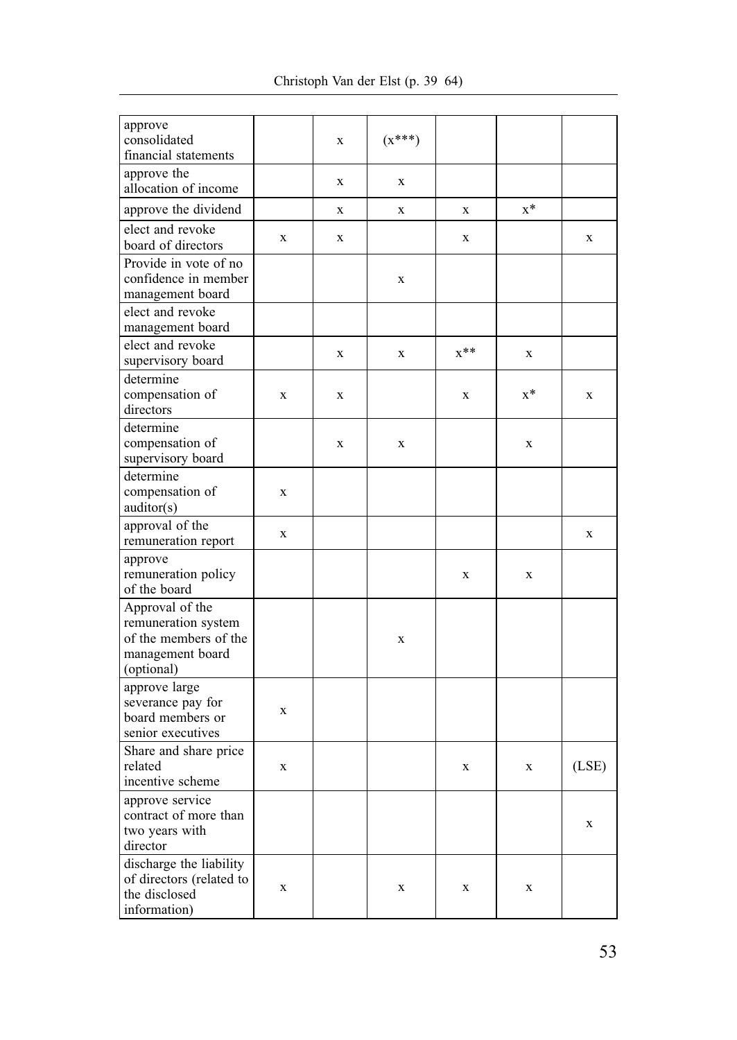| | | | | | | |
|---|---|---|---|---|---|---|
| approve consolidated financial statements | | x | (x***) | | | |
| approve the allocation of income | | x | x | | | |
| approve the dividend | | x | x | x | x* | |
| elect and revoke board of directors | x | x | | x | | x |
| Provide in vote of no confidence in member management board | | | x | | | |
| elect and revoke management board | | | | | | |
| elect and revoke supervisory board | | x | x | x** | x | |
| determine compensation of directors | x | x | | x | x* | x |
| determine compensation of supervisory board | | x | x | | x | |
| determine compensation of auditor(s) | x | | | | | |
| approval of the remuneration report | x | | | | | x |
| approve remuneration policy of the board | | | | x | x | |
| Approval of the remuneration system of the members of the management board (optional) | | | x | | | |
| approve large severance pay for board members or senior executives | x | | | | | |
| Share and share price related incentive scheme | x | | | x | x | (LSE) |
| approve service contract of more than two years with director | | | | | | x |
| discharge the liability of directors (related to the disclosed information) | x | | x | x | x | |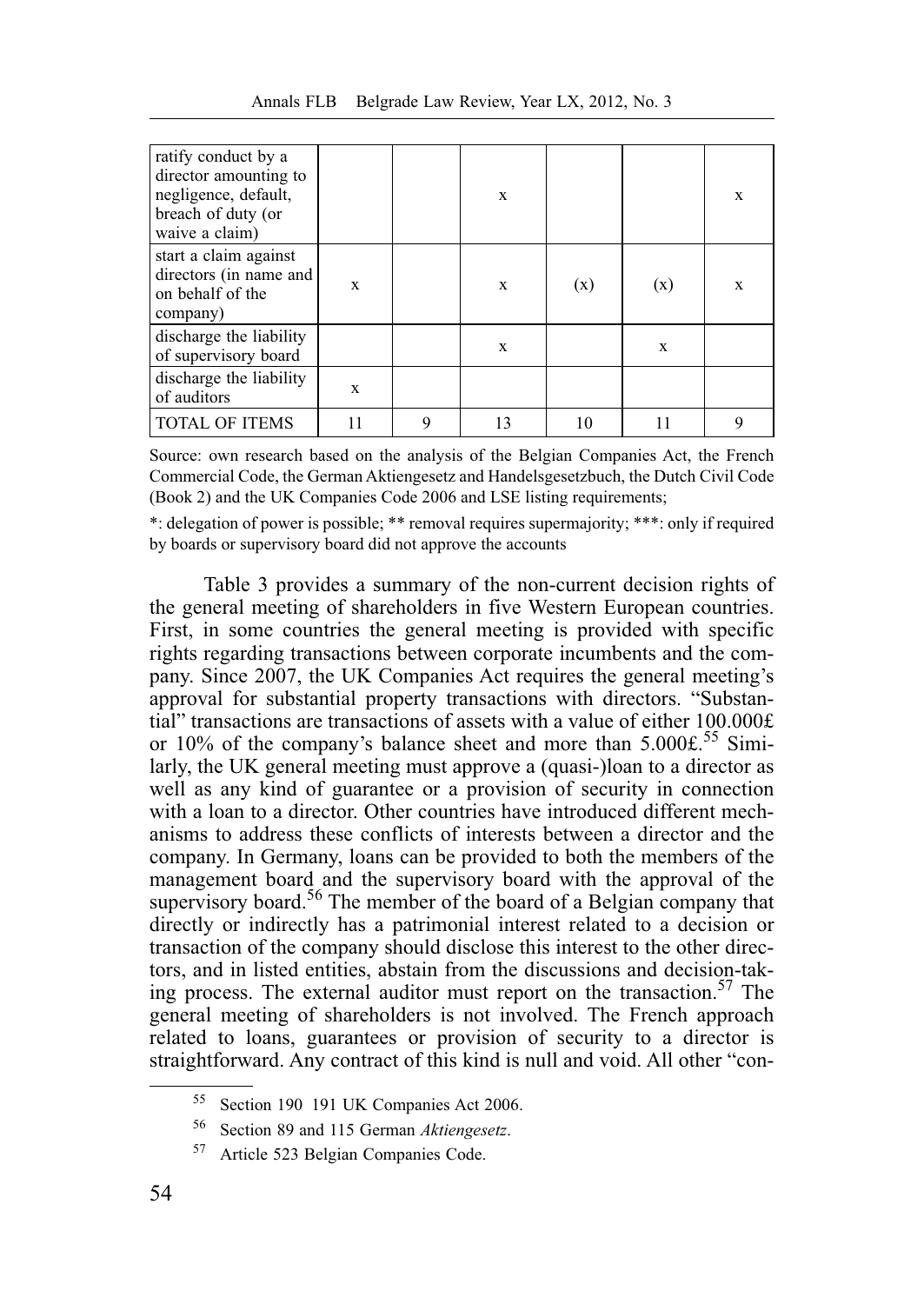| | | | | | | |
|---|---|---|---|---|---|---|
| ratify conduct by a director amounting to negligence, default, breach of duty (or waive a claim) | | | x | | | x |
| start a claim against directors (in name and on behalf of the company) | x | | x | (x) | (x) | x |
| discharge the liability of supervisory board | | | x | | x | |
| discharge the liability of auditors | x | | | | | |
| TOTAL OF ITEMS | 11 | 9 | 13 | 10 | 11 | 9 |

Source: own research based on the analysis of the Belgian Companies Act, the French Commercial Code, the German Aktiengesetz and Handelsgesetzbuch, the Dutch Civil Code (Book 2) and the UK Companies Code 2006 and LSE listing requirements;

*: delegation of power is possible; **: removal requires supermajority; ***: only if required by boards or supervisory board did not approve the accounts

Table 3 provides a summary of the non-current decision rights of the general meeting of shareholders in five Western European countries. First, in some countries the general meeting is provided with specific rights regarding transactions between corporate incumbents and the company. Since 2007, the UK Companies Act requires the general meeting's approval for substantial property transactions with directors. "Substantial" transactions are transactions of assets with a value of either 100.000£ or 10% of the company's balance sheet and more than 5.000£.[55] Similarly, the UK general meeting must approve a (quasi-)loan to a director as well as any kind of guarantee or a provision of security in connection with a loan to a director. Other countries have introduced different mechanisms to address these conflicts of interests between a director and the company. In Germany, loans can be provided to both the members of the management board and the supervisory board with the approval of the supervisory board.[56] The member of the board of a Belgian company that directly or indirectly has a patrimonial interest related to a decision or transaction of the company should disclose this interest to the other directors, and in listed entities, abstain from the discussions and decision-taking process. The external auditor must report on the transaction.[57] The general meeting of shareholders is not involved. The French approach related to loans, guarantees or provision of security to a director is straightforward. Any contract of this kind is null and void. All other "con-

[55] Section 190 191 UK Companies Act 2006.

[56] Section 89 and 115 German *Aktiengesetz*.

[57] Article 523 Belgian Companies Code.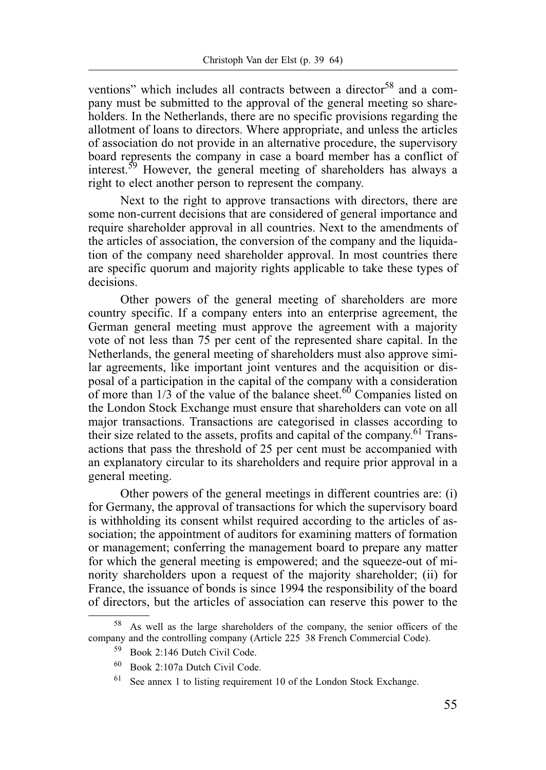ventions" which includes all contracts between a director[58] and a company must be submitted to the approval of the general meeting so shareholders. In the Netherlands, there are no specific provisions regarding the allotment of loans to directors. Where appropriate, and unless the articles of association do not provide in an alternative procedure, the supervisory board represents the company in case a board member has a conflict of interest.[59] However, the general meeting of shareholders has always a right to elect another person to represent the company.

Next to the right to approve transactions with directors, there are some non-current decisions that are considered of general importance and require shareholder approval in all countries. Next to the amendments of the articles of association, the conversion of the company and the liquidation of the company need shareholder approval. In most countries there are specific quorum and majority rights applicable to take these types of decisions.

Other powers of the general meeting of shareholders are more country specific. If a company enters into an enterprise agreement, the German general meeting must approve the agreement with a majority vote of not less than 75 per cent of the represented share capital. In the Netherlands, the general meeting of shareholders must also approve similar agreements, like important joint ventures and the acquisition or disposal of a participation in the capital of the company with a consideration of more than 1/3 of the value of the balance sheet.[60] Companies listed on the London Stock Exchange must ensure that shareholders can vote on all major transactions. Transactions are categorised in classes according to their size related to the assets, profits and capital of the company.[61] Transactions that pass the threshold of 25 per cent must be accompanied with an explanatory circular to its shareholders and require prior approval in a general meeting.

Other powers of the general meetings in different countries are: (i) for Germany, the approval of transactions for which the supervisory board is withholding its consent whilst required according to the articles of association; the appointment of auditors for examining matters of formation or management; conferring the management board to prepare any matter for which the general meeting is empowered; and the squeeze-out of minority shareholders upon a request of the majority shareholder; (ii) for France, the issuance of bonds is since 1994 the responsibility of the board of directors, but the articles of association can reserve this power to the

---

[58] As well as the large shareholders of the company, the senior officers of the company and the controlling company (Article 225 38 French Commercial Code).

[59] Book 2:146 Dutch Civil Code.

[60] Book 2:107a Dutch Civil Code.

[61] See annex 1 to listing requirement 10 of the London Stock Exchange.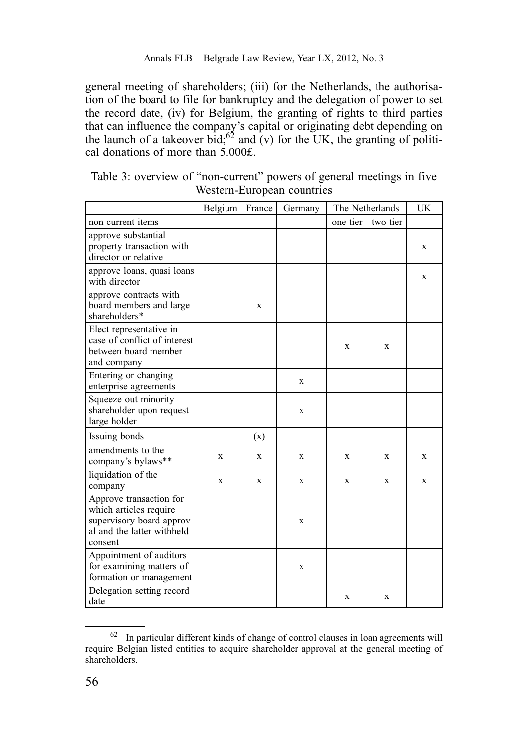general meeting of shareholders; (iii) for the Netherlands, the authorisation of the board to file for bankruptcy and the delegation of power to set the record date, (iv) for Belgium, the granting of rights to third parties that can influence the company's capital or originating debt depending on the launch of a takeover bid;[62] and (v) for the UK, the granting of political donations of more than 5.000£.

Table 3: overview of "non-current" powers of general meetings in five Western-European countries

| | Belgium | France | Germany | The Netherlands | | UK |
|---|---|---|---|---|---|---|
| non current items | | | | one tier | two tier | |
| approve substantial property transaction with director or relative | | | | | | x |
| approve loans, quasi loans with director | | | | | | x |
| approve contracts with board members and large shareholders* | | x | | | | |
| Elect representative in case of conflict of interest between board member and company | | | | x | x | |
| Entering or changing enterprise agreements | | | x | | | |
| Squeeze out minority shareholder upon request large holder | | | x | | | |
| Issuing bonds | | (x) | | | | |
| amendments to the company's bylaws** | x | x | x | x | x | x |
| liquidation of the company | x | x | x | x | x | x |
| Approve transaction for which articles require supervisory board approv al and the latter withheld consent | | | x | | | |
| Appointment of auditors for examining matters of formation or management | | | x | | | |
| Delegation setting record date | | | | x | x | |

[62] In particular different kinds of change of control clauses in loan agreements will require Belgian listed entities to acquire shareholder approval at the general meeting of shareholders.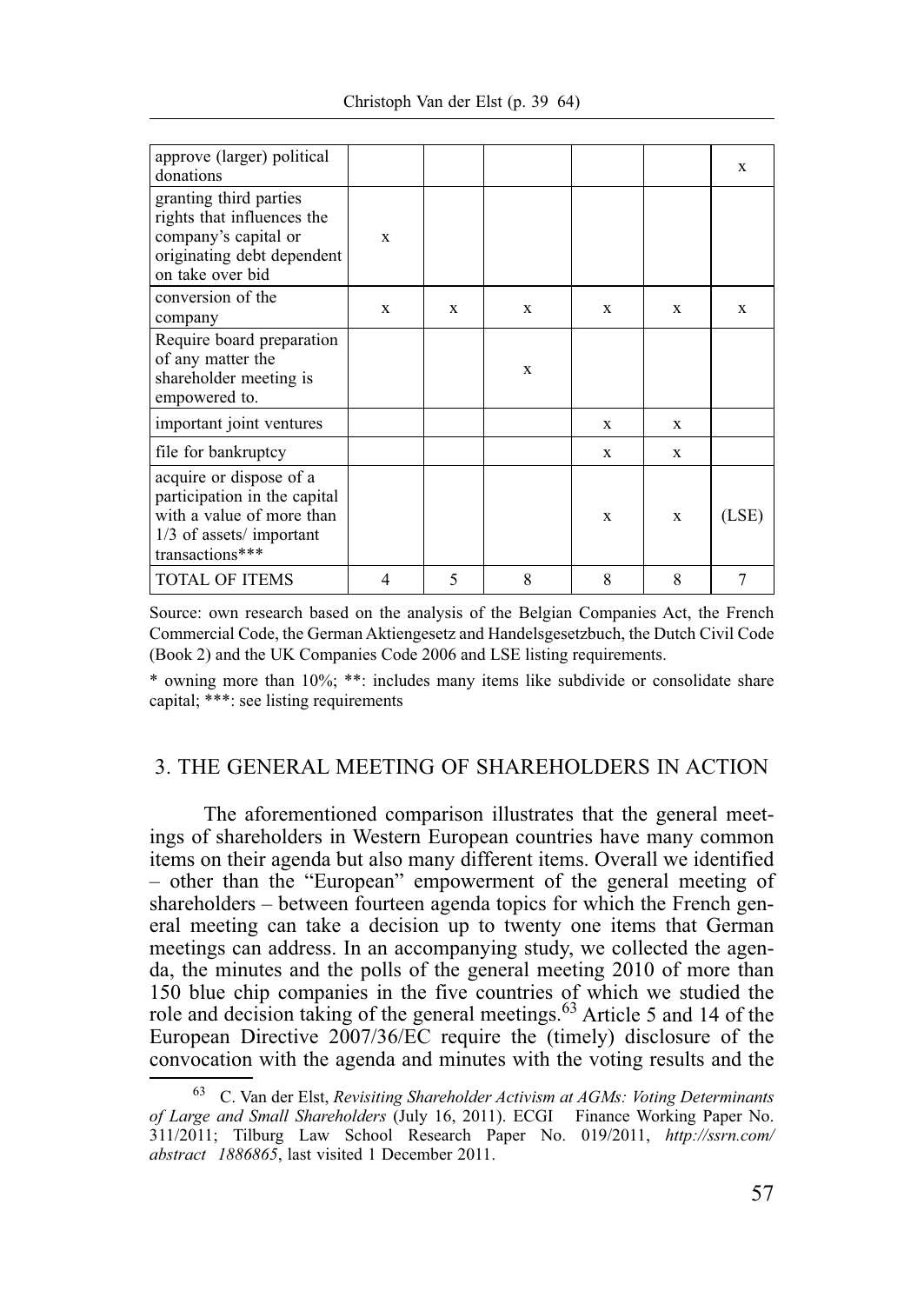| | | | | | | |
|---|---|---|---|---|---|---|
| approve (larger) political donations | | | | | | x |
| granting third parties rights that influences the company's capital or originating debt dependent on take over bid | x | | | | | |
| conversion of the company | x | x | x | x | x | x |
| Require board preparation of any matter the shareholder meeting is empowered to. | | | x | | | |
| important joint ventures | | | | x | x | |
| file for bankruptcy | | | | x | x | |
| acquire or dispose of a participation in the capital with a value of more than 1/3 of assets/ important transactions*** | | | | x | x | (LSE) |
| TOTAL OF ITEMS | 4 | 5 | 8 | 8 | 8 | 7 |

Source: own research based on the analysis of the Belgian Companies Act, the French Commercial Code, the German Aktiengesetz and Handelsgesetzbuch, the Dutch Civil Code (Book 2) and the UK Companies Code 2006 and LSE listing requirements.

* owning more than 10%; **: includes many items like subdivide or consolidate share capital; ***: see listing requirements

## 3. THE GENERAL MEETING OF SHAREHOLDERS IN ACTION

The aforementioned comparison illustrates that the general meetings of shareholders in Western European countries have many common items on their agenda but also many different items. Overall we identified – other than the "European" empowerment of the general meeting of shareholders – between fourteen agenda topics for which the French general meeting can take a decision up to twenty one items that German meetings can address. In an accompanying study, we collected the agenda, the minutes and the polls of the general meeting 2010 of more than 150 blue chip companies in the five countries of which we studied the role and decision taking of the general meetings.[63] Article 5 and 14 of the European Directive 2007/36/EC require the (timely) disclosure of the convocation with the agenda and minutes with the voting results and the

[63] C. Van der Elst, *Revisiting Shareholder Activism at AGMs: Voting Determinants of Large and Small Shareholders* (July 16, 2011). ECGI Finance Working Paper No. 311/2011; Tilburg Law School Research Paper No. 019/2011, *http://ssrn.com/abstract 1886865*, last visited 1 December 2011.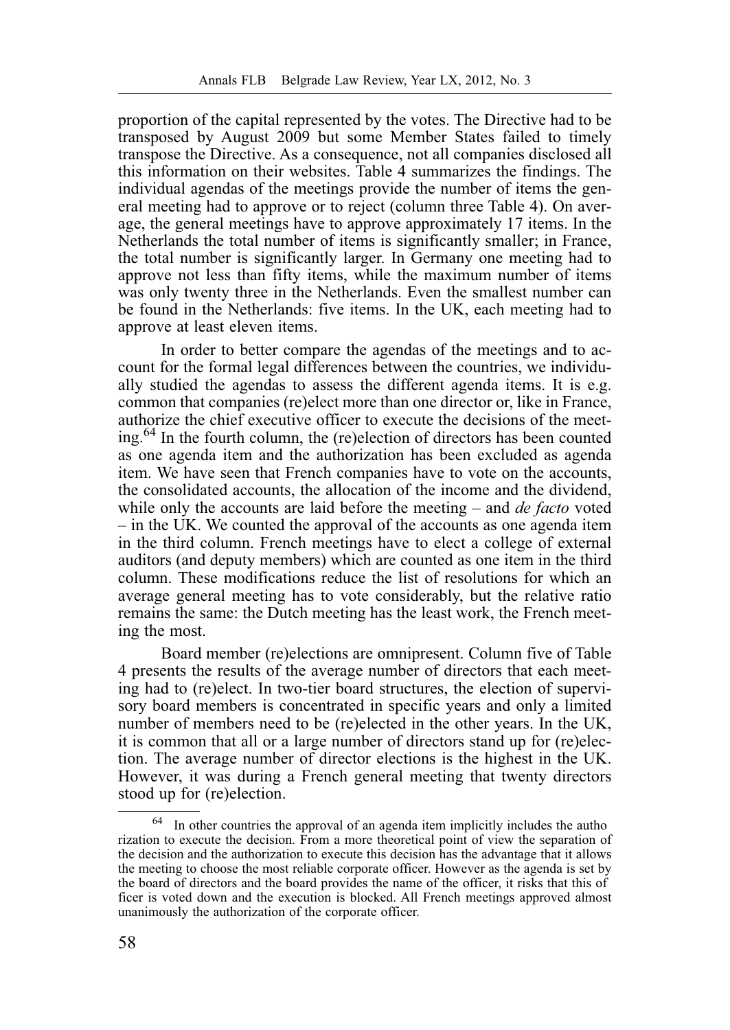proportion of the capital represented by the votes. The Directive had to be transposed by August 2009 but some Member States failed to timely transpose the Directive. As a consequence, not all companies disclosed all this information on their websites. Table 4 summarizes the findings. The individual agendas of the meetings provide the number of items the general meeting had to approve or to reject (column three Table 4). On average, the general meetings have to approve approximately 17 items. In the Netherlands the total number of items is significantly smaller; in France, the total number is significantly larger. In Germany one meeting had to approve not less than fifty items, while the maximum number of items was only twenty three in the Netherlands. Even the smallest number can be found in the Netherlands: five items. In the UK, each meeting had to approve at least eleven items.

In order to better compare the agendas of the meetings and to account for the formal legal differences between the countries, we individually studied the agendas to assess the different agenda items. It is e.g. common that companies (re)elect more than one director or, like in France, authorize the chief executive officer to execute the decisions of the meeting.[64] In the fourth column, the (re)election of directors has been counted as one agenda item and the authorization has been excluded as agenda item. We have seen that French companies have to vote on the accounts, the consolidated accounts, the allocation of the income and the dividend, while only the accounts are laid before the meeting – and *de facto* voted – in the UK. We counted the approval of the accounts as one agenda item in the third column. French meetings have to elect a college of external auditors (and deputy members) which are counted as one item in the third column. These modifications reduce the list of resolutions for which an average general meeting has to vote considerably, but the relative ratio remains the same: the Dutch meeting has the least work, the French meeting the most.

Board member (re)elections are omnipresent. Column five of Table 4 presents the results of the average number of directors that each meeting had to (re)elect. In two-tier board structures, the election of supervisory board members is concentrated in specific years and only a limited number of members need to be (re)elected in the other years. In the UK, it is common that all or a large number of directors stand up for (re)election. The average number of director elections is the highest in the UK. However, it was during a French general meeting that twenty directors stood up for (re)election.

[64] In other countries the approval of an agenda item implicitly includes the authorization to execute the decision. From a more theoretical point of view the separation of the decision and the authorization to execute this decision has the advantage that it allows the meeting to choose the most reliable corporate officer. However as the agenda is set by the board of directors and the board provides the name of the officer, it risks that this officer is voted down and the execution is blocked. All French meetings approved almost unanimously the authorization of the corporate officer.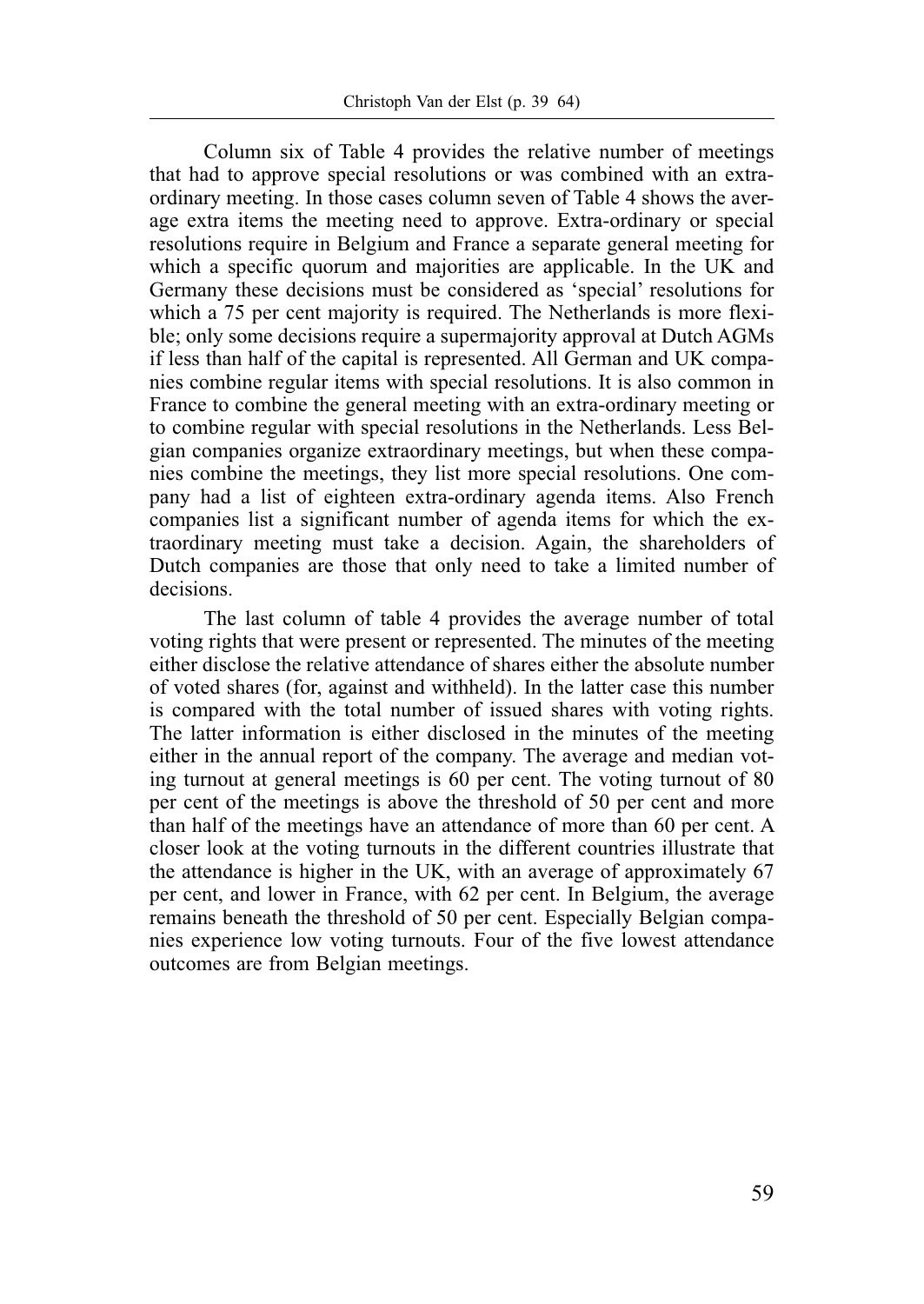Column six of Table 4 provides the relative number of meetings that had to approve special resolutions or was combined with an extra-ordinary meeting. In those cases column seven of Table 4 shows the average extra items the meeting need to approve. Extra-ordinary or special resolutions require in Belgium and France a separate general meeting for which a specific quorum and majorities are applicable. In the UK and Germany these decisions must be considered as 'special' resolutions for which a 75 per cent majority is required. The Netherlands is more flexible; only some decisions require a supermajority approval at Dutch AGMs if less than half of the capital is represented. All German and UK companies combine regular items with special resolutions. It is also common in France to combine the general meeting with an extra-ordinary meeting or to combine regular with special resolutions in the Netherlands. Less Belgian companies organize extraordinary meetings, but when these companies combine the meetings, they list more special resolutions. One company had a list of eighteen extra-ordinary agenda items. Also French companies list a significant number of agenda items for which the extraordinary meeting must take a decision. Again, the shareholders of Dutch companies are those that only need to take a limited number of decisions.

The last column of table 4 provides the average number of total voting rights that were present or represented. The minutes of the meeting either disclose the relative attendance of shares either the absolute number of voted shares (for, against and withheld). In the latter case this number is compared with the total number of issued shares with voting rights. The latter information is either disclosed in the minutes of the meeting either in the annual report of the company. The average and median voting turnout at general meetings is 60 per cent. The voting turnout of 80 per cent of the meetings is above the threshold of 50 per cent and more than half of the meetings have an attendance of more than 60 per cent. A closer look at the voting turnouts in the different countries illustrate that the attendance is higher in the UK, with an average of approximately 67 per cent, and lower in France, with 62 per cent. In Belgium, the average remains beneath the threshold of 50 per cent. Especially Belgian companies experience low voting turnouts. Four of the five lowest attendance outcomes are from Belgian meetings.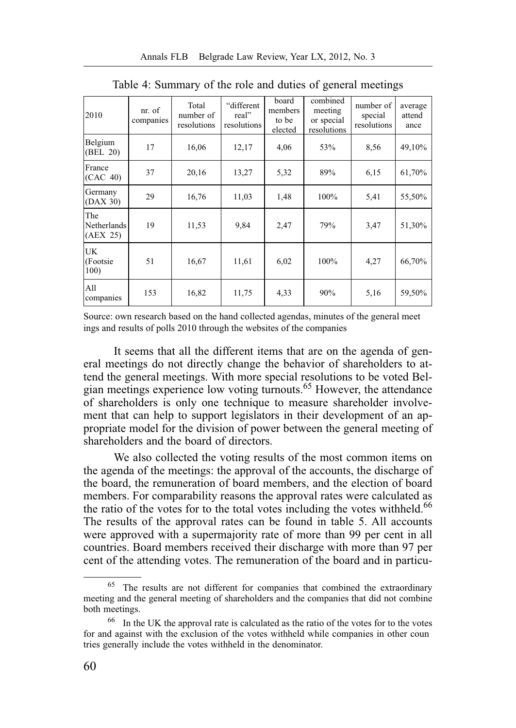Table 4: Summary of the role and duties of general meetings

| 2010 | nr. of companies | Total number of resolutions | "different real" resolutions | board members to be elected | combined meeting or special resolutions | number of special resolutions | average attendance |
|---|---|---|---|---|---|---|---|
| Belgium (BEL 20) | 17 | 16,06 | 12,17 | 4,06 | 53% | 8,56 | 49,10% |
| France (CAC 40) | 37 | 20,16 | 13,27 | 5,32 | 89% | 6,15 | 61,70% |
| Germany (DAX 30) | 29 | 16,76 | 11,03 | 1,48 | 100% | 5,41 | 55,50% |
| The Netherlands (AEX 25) | 19 | 11,53 | 9,84 | 2,47 | 79% | 3,47 | 51,30% |
| UK (Footsie 100) | 51 | 16,67 | 11,61 | 6,02 | 100% | 4,27 | 66,70% |
| All companies | 153 | 16,82 | 11,75 | 4,33 | 90% | 5,16 | 59,50% |

Source: own research based on the hand collected agendas, minutes of the general meetings and results of polls 2010 through the websites of the companies

It seems that all the different items that are on the agenda of general meetings do not directly change the behavior of shareholders to attend the general meetings. With more special resolutions to be voted Belgian meetings experience low voting turnouts.[65] However, the attendance of shareholders is only one technique to measure shareholder involvement that can help to support legislators in their development of an appropriate model for the division of power between the general meeting of shareholders and the board of directors.

We also collected the voting results of the most common items on the agenda of the meetings: the approval of the accounts, the discharge of the board, the remuneration of board members, and the election of board members. For comparability reasons the approval rates were calculated as the ratio of the votes for to the total votes including the votes withheld.[66] The results of the approval rates can be found in table 5. All accounts were approved with a supermajority rate of more than 99 per cent in all countries. Board members received their discharge with more than 97 per cent of the attending votes. The remuneration of the board and in particu-

[65] The results are not different for companies that combined the extraordinary meeting and the general meeting of shareholders and the companies that did not combine both meetings.

[66] In the UK the approval rate is calculated as the ratio of the votes for to the votes for and against with the exclusion of the votes withheld while companies in other countries generally include the votes withheld in the denominator.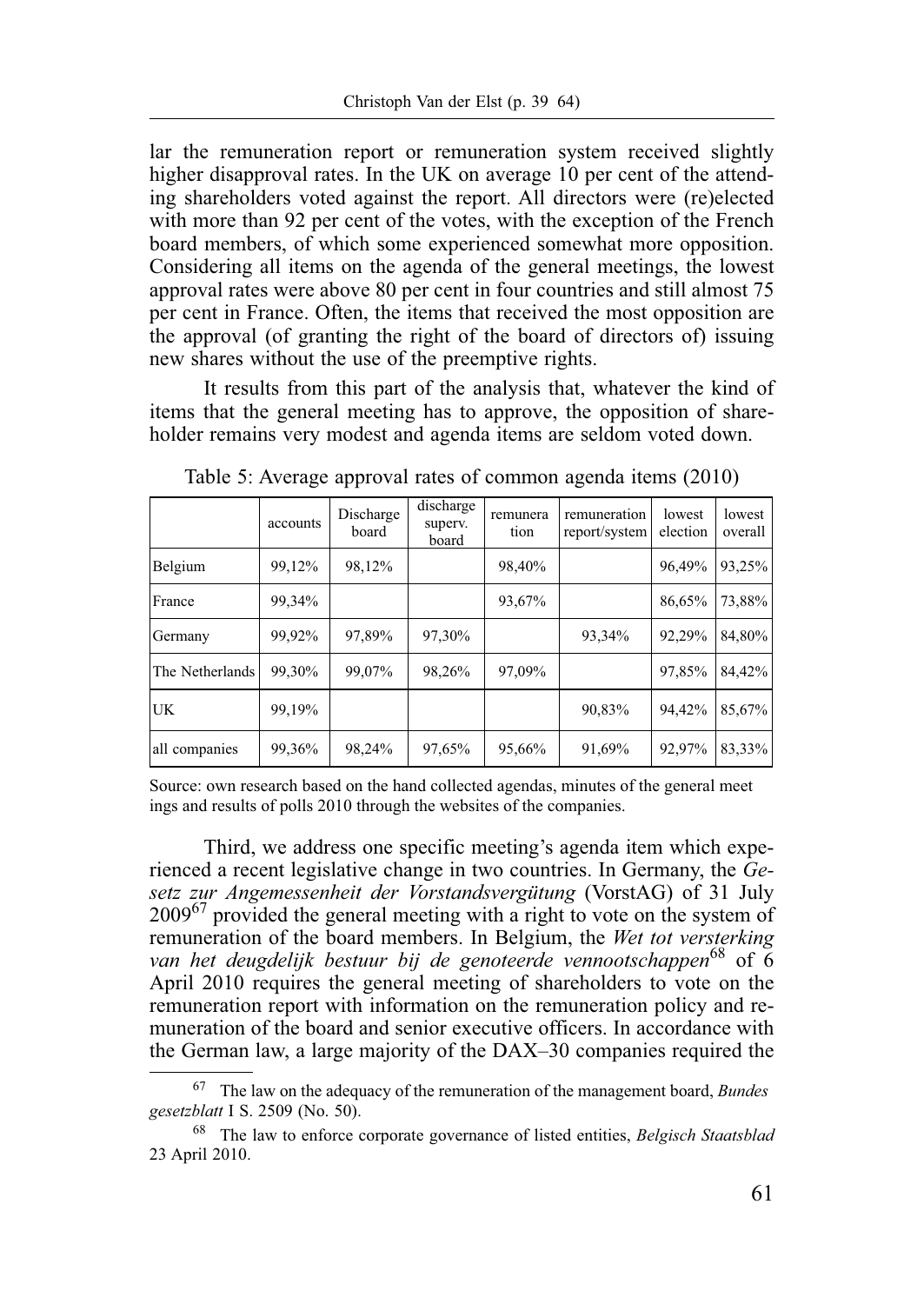lar the remuneration report or remuneration system received slightly higher disapproval rates. In the UK on average 10 per cent of the attending shareholders voted against the report. All directors were (re)elected with more than 92 per cent of the votes, with the exception of the French board members, of which some experienced somewhat more opposition. Considering all items on the agenda of the general meetings, the lowest approval rates were above 80 per cent in four countries and still almost 75 per cent in France. Often, the items that received the most opposition are the approval (of granting the right of the board of directors of) issuing new shares without the use of the preemptive rights.

It results from this part of the analysis that, whatever the kind of items that the general meeting has to approve, the opposition of shareholder remains very modest and agenda items are seldom voted down.

Table 5: Average approval rates of common agenda items (2010)

| | accounts | Discharge board | discharge superv. board | remuneration | remuneration report/system | lowest election | lowest overall |
|---|---|---|---|---|---|---|---|
| Belgium | 99,12% | 98,12% | | 98,40% | | 96,49% | 93,25% |
| France | 99,34% | | | 93,67% | | 86,65% | 73,88% |
| Germany | 99,92% | 97,89% | 97,30% | | 93,34% | 92,29% | 84,80% |
| The Netherlands | 99,30% | 99,07% | 98,26% | 97,09% | | 97,85% | 84,42% |
| UK | 99,19% | | | | 90,83% | 94,42% | 85,67% |
| all companies | 99,36% | 98,24% | 97,65% | 95,66% | 91,69% | 92,97% | 83,33% |

Source: own research based on the hand collected agendas, minutes of the general meetings and results of polls 2010 through the websites of the companies.

Third, we address one specific meeting's agenda item which experienced a recent legislative change in two countries. In Germany, the *Gesetz zur Angemessenheit der Vorstandsvergütung* (VorstAG) of 31 July 2009[67] provided the general meeting with a right to vote on the system of remuneration of the board members. In Belgium, the *Wet tot versterking van het deugdelijk bestuur bij de genoteerde vennootschappen*[68] of 6 April 2010 requires the general meeting of shareholders to vote on the remuneration report with information on the remuneration policy and remuneration of the board and senior executive officers. In accordance with the German law, a large majority of the DAX–30 companies required the

[67] The law on the adequacy of the remuneration of the management board, *Bundesgesetzblatt* I S. 2509 (No. 50).

[68] The law to enforce corporate governance of listed entities, *Belgisch Staatsblad* 23 April 2010.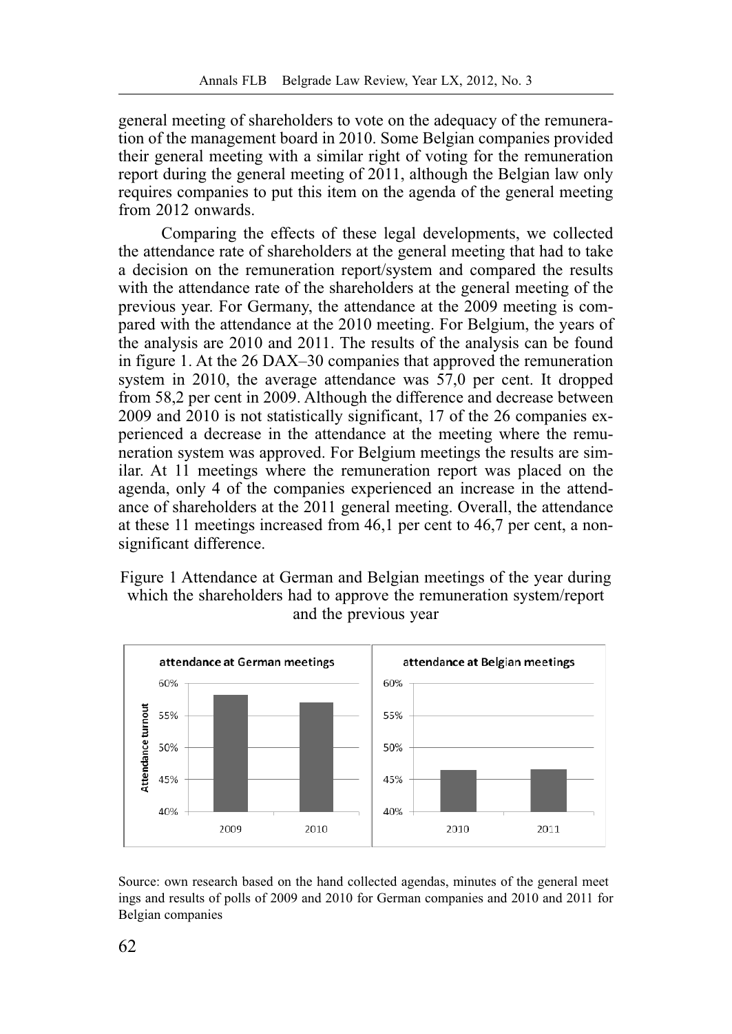general meeting of shareholders to vote on the adequacy of the remuneration of the management board in 2010. Some Belgian companies provided their general meeting with a similar right of voting for the remuneration report during the general meeting of 2011, although the Belgian law only requires companies to put this item on the agenda of the general meeting from 2012 onwards.

Comparing the effects of these legal developments, we collected the attendance rate of shareholders at the general meeting that had to take a decision on the remuneration report/system and compared the results with the attendance rate of the shareholders at the general meeting of the previous year. For Germany, the attendance at the 2009 meeting is compared with the attendance at the 2010 meeting. For Belgium, the years of the analysis are 2010 and 2011. The results of the analysis can be found in figure 1. At the 26 DAX–30 companies that approved the remuneration system in 2010, the average attendance was 57,0 per cent. It dropped from 58,2 per cent in 2009. Although the difference and decrease between 2009 and 2010 is not statistically significant, 17 of the 26 companies experienced a decrease in the attendance at the meeting where the remuneration system was approved. For Belgium meetings the results are similar. At 11 meetings where the remuneration report was placed on the agenda, only 4 of the companies experienced an increase in the attendance of shareholders at the 2011 general meeting. Overall, the attendance at these 11 meetings increased from 46,1 per cent to 46,7 per cent, a non-significant difference.

Figure 1 Attendance at German and Belgian meetings of the year during which the shareholders had to approve the remuneration system/report and the previous year

attendance at German meetings

Attendance turnout

60%
55%
50%
45%
40%

2009
2010

attendance at Belgian meetings

60%
55%
50%
45%
40%

2010
2011

Source: own research based on the hand collected agendas, minutes of the general meetings and results of polls of 2009 and 2010 for German companies and 2010 and 2011 for Belgian companies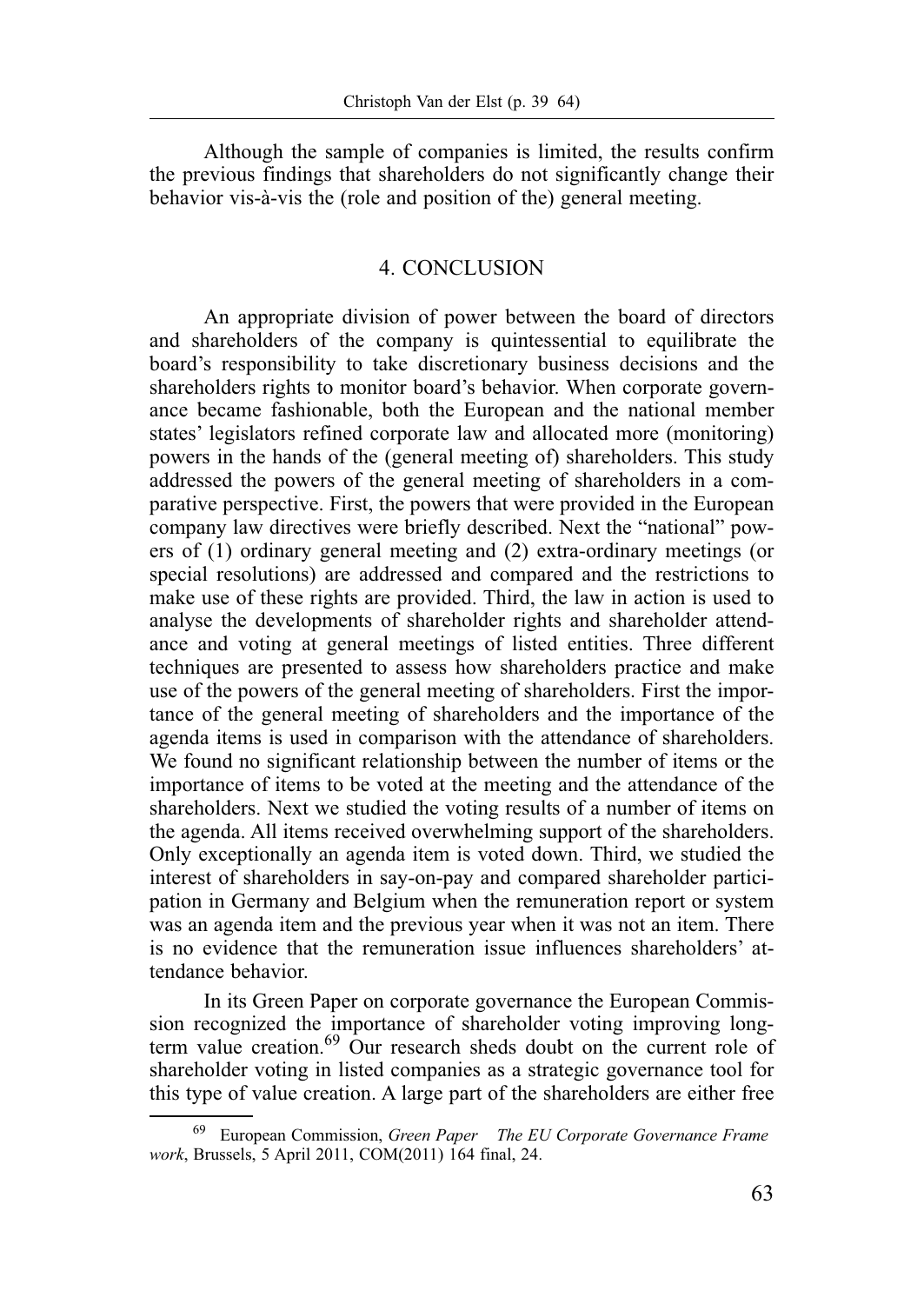Although the sample of companies is limited, the results confirm the previous findings that shareholders do not significantly change their behavior vis-à-vis the (role and position of the) general meeting.

## 4. CONCLUSION

An appropriate division of power between the board of directors and shareholders of the company is quintessential to equilibrate the board's responsibility to take discretionary business decisions and the shareholders rights to monitor board's behavior. When corporate governance became fashionable, both the European and the national member states' legislators refined corporate law and allocated more (monitoring) powers in the hands of the (general meeting of) shareholders. This study addressed the powers of the general meeting of shareholders in a comparative perspective. First, the powers that were provided in the European company law directives were briefly described. Next the "national" powers of (1) ordinary general meeting and (2) extra-ordinary meetings (or special resolutions) are addressed and compared and the restrictions to make use of these rights are provided. Third, the law in action is used to analyse the developments of shareholder rights and shareholder attendance and voting at general meetings of listed entities. Three different techniques are presented to assess how shareholders practice and make use of the powers of the general meeting of shareholders. First the importance of the general meeting of shareholders and the importance of the agenda items is used in comparison with the attendance of shareholders. We found no significant relationship between the number of items or the importance of items to be voted at the meeting and the attendance of the shareholders. Next we studied the voting results of a number of items on the agenda. All items received overwhelming support of the shareholders. Only exceptionally an agenda item is voted down. Third, we studied the interest of shareholders in say-on-pay and compared shareholder participation in Germany and Belgium when the remuneration report or system was an agenda item and the previous year when it was not an item. There is no evidence that the remuneration issue influences shareholders' attendance behavior.

In its Green Paper on corporate governance the European Commission recognized the importance of shareholder voting improving long-term value creation.[69] Our research sheds doubt on the current role of shareholder voting in listed companies as a strategic governance tool for this type of value creation. A large part of the shareholders are either free

---

[69] European Commission, *Green Paper The EU Corporate Governance Framework*, Brussels, 5 April 2011, COM(2011) 164 final, 24.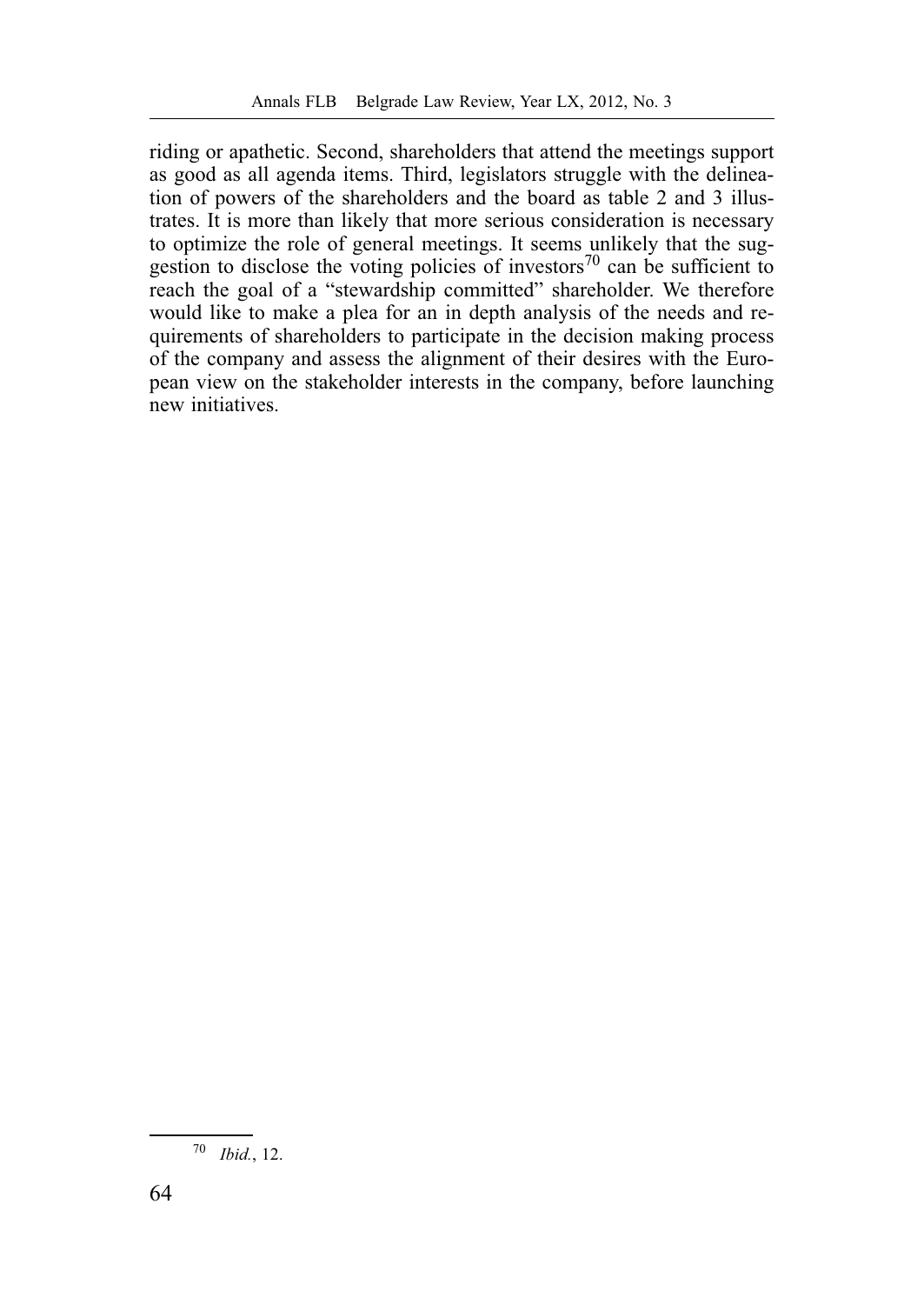riding or apathetic. Second, shareholders that attend the meetings support as good as all agenda items. Third, legislators struggle with the delineation of powers of the shareholders and the board as table 2 and 3 illustrates. It is more than likely that more serious consideration is necessary to optimize the role of general meetings. It seems unlikely that the suggestion to disclose the voting policies of investors[70] can be sufficient to reach the goal of a "stewardship committed" shareholder. We therefore would like to make a plea for an in depth analysis of the needs and requirements of shareholders to participate in the decision making process of the company and assess the alignment of their desires with the European view on the stakeholder interests in the company, before launching new initiatives.

---

[70] *Ibid.*, 12.